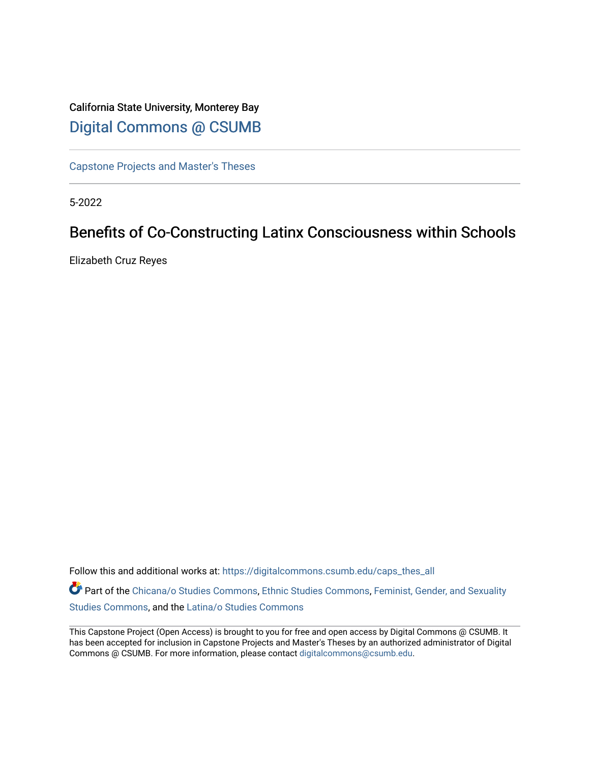California State University, Monterey Bay

Digital Commons @ CSUMB

Capstone Projects and Master's Theses

5-2022

# Benefits of Co-Constructing Latinx Consciousness within Schools

Elizabeth Cruz Reyes

Follow this and additional works at: https://digitalcommons.csumb.edu/caps_thes_all

Part of the Chicana/o Studies Commons, Ethnic Studies Commons, Feminist, Gender, and Sexuality Studies Commons, and the Latina/o Studies Commons

This Capstone Project (Open Access) is brought to you for free and open access by Digital Commons @ CSUMB. It has been accepted for inclusion in Capstone Projects and Master's Theses by an authorized administrator of Digital Commons @ CSUMB. For more information, please contact digitalcommons@csumb.edu.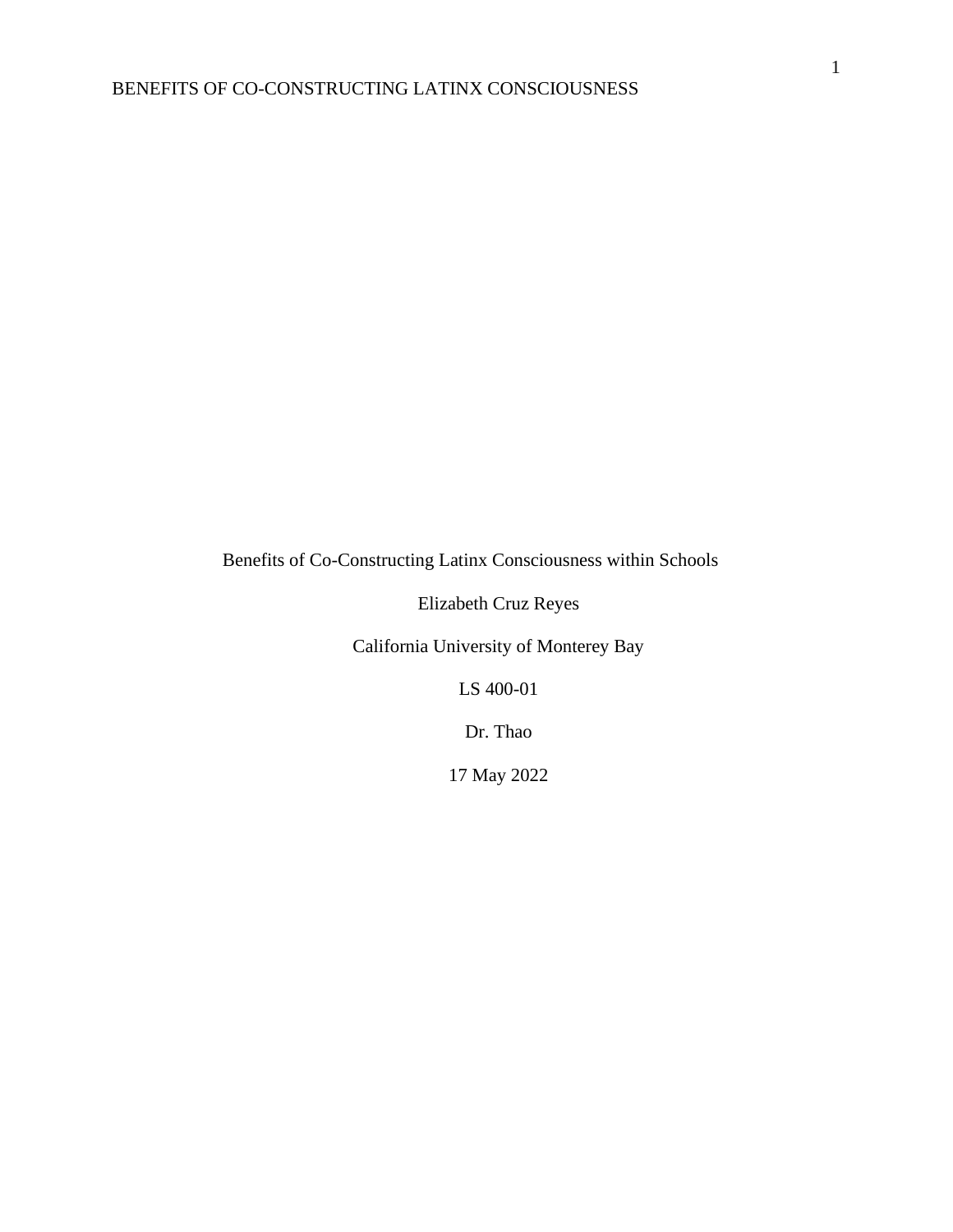Benefits of Co-Constructing Latinx Consciousness within Schools

Elizabeth Cruz Reyes

California University of Monterey Bay

LS 400-01

Dr. Thao

17 May 2022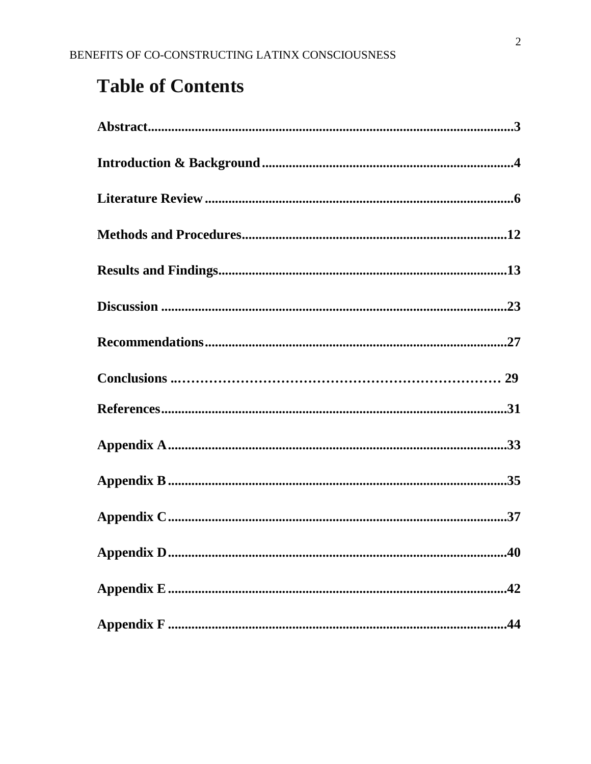# Table of Contents

**Abstract**....................................................................................................3

**Introduction & Background**..........................................................................4

**Literature Review**............................................................................................6

**Methods and Procedures**...............................................................................12

**Results and Findings**.....................................................................................13

**Discussion**......................................................................................................23

**Recommendations**.........................................................................................27

**Conclusions**..………………………………………………………………… 29

**References**......................................................................................................31

**Appendix A**.....................................................................................................33

**Appendix B**.....................................................................................................35

**Appendix C**.....................................................................................................37

**Appendix D**.....................................................................................................40

**Appendix E**.....................................................................................................42

**Appendix F**.....................................................................................................44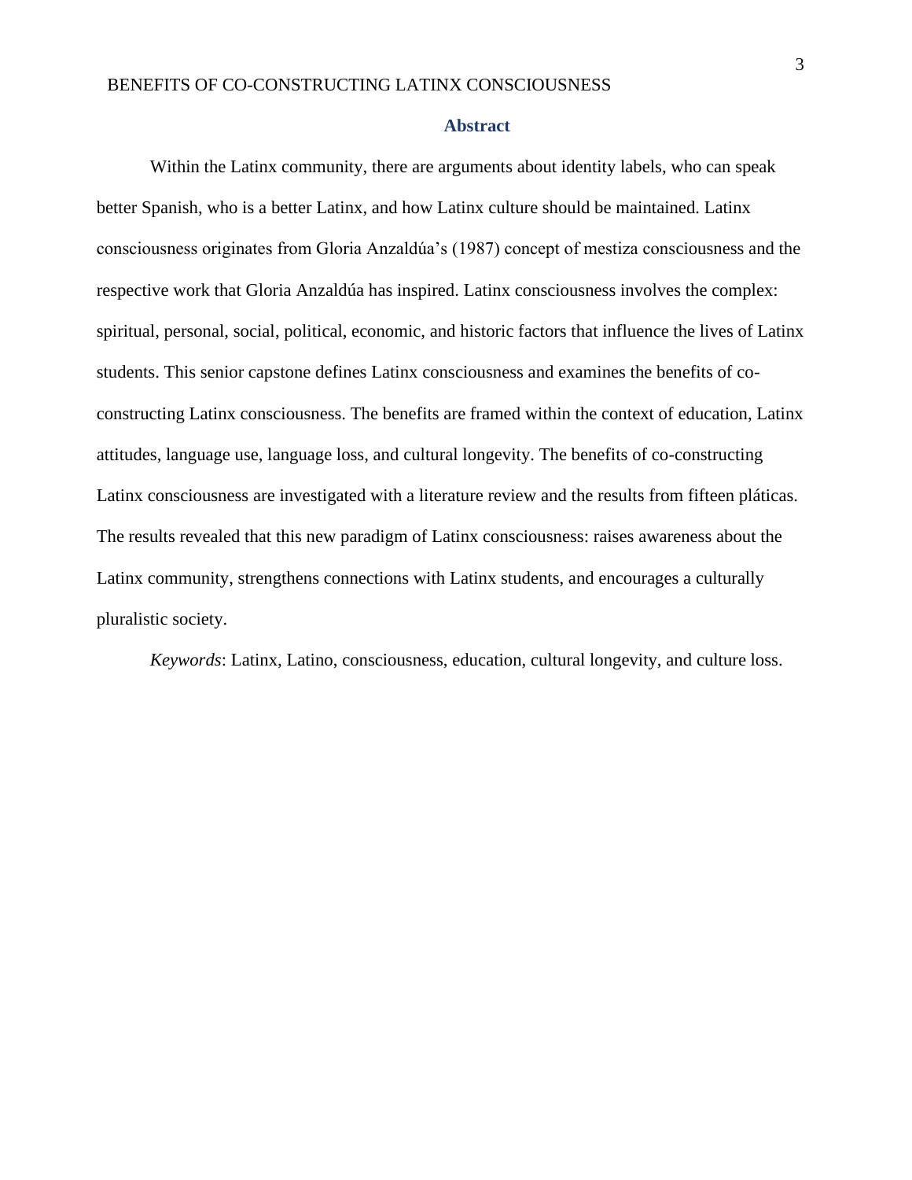## Abstract

Within the Latinx community, there are arguments about identity labels, who can speak better Spanish, who is a better Latinx, and how Latinx culture should be maintained. Latinx consciousness originates from Gloria Anzaldúa's (1987) concept of mestiza consciousness and the respective work that Gloria Anzaldúa has inspired. Latinx consciousness involves the complex: spiritual, personal, social, political, economic, and historic factors that influence the lives of Latinx students. This senior capstone defines Latinx consciousness and examines the benefits of co-constructing Latinx consciousness. The benefits are framed within the context of education, Latinx attitudes, language use, language loss, and cultural longevity. The benefits of co-constructing Latinx consciousness are investigated with a literature review and the results from fifteen pláticas. The results revealed that this new paradigm of Latinx consciousness: raises awareness about the Latinx community, strengthens connections with Latinx students, and encourages a culturally pluralistic society.

*Keywords*: Latinx, Latino, consciousness, education, cultural longevity, and culture loss.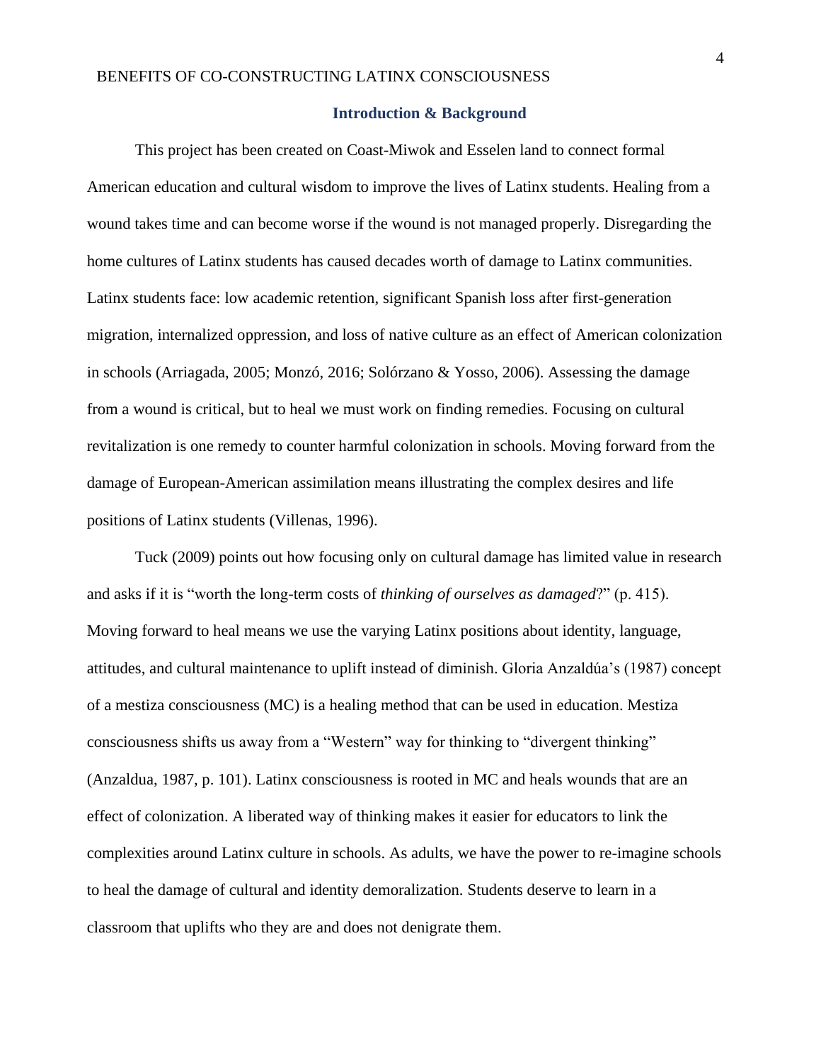## Introduction & Background

This project has been created on Coast-Miwok and Esselen land to connect formal American education and cultural wisdom to improve the lives of Latinx students. Healing from a wound takes time and can become worse if the wound is not managed properly. Disregarding the home cultures of Latinx students has caused decades worth of damage to Latinx communities. Latinx students face: low academic retention, significant Spanish loss after first-generation migration, internalized oppression, and loss of native culture as an effect of American colonization in schools (Arriagada, 2005; Monzó, 2016; Solórzano & Yosso, 2006). Assessing the damage from a wound is critical, but to heal we must work on finding remedies. Focusing on cultural revitalization is one remedy to counter harmful colonization in schools. Moving forward from the damage of European-American assimilation means illustrating the complex desires and life positions of Latinx students (Villenas, 1996).

Tuck (2009) points out how focusing only on cultural damage has limited value in research and asks if it is "worth the long-term costs of *thinking of ourselves as damaged*?" (p. 415). Moving forward to heal means we use the varying Latinx positions about identity, language, attitudes, and cultural maintenance to uplift instead of diminish. Gloria Anzaldúa's (1987) concept of a mestiza consciousness (MC) is a healing method that can be used in education. Mestiza consciousness shifts us away from a "Western" way for thinking to "divergent thinking" (Anzaldua, 1987, p. 101). Latinx consciousness is rooted in MC and heals wounds that are an effect of colonization. A liberated way of thinking makes it easier for educators to link the complexities around Latinx culture in schools. As adults, we have the power to re-imagine schools to heal the damage of cultural and identity demoralization. Students deserve to learn in a classroom that uplifts who they are and does not denigrate them.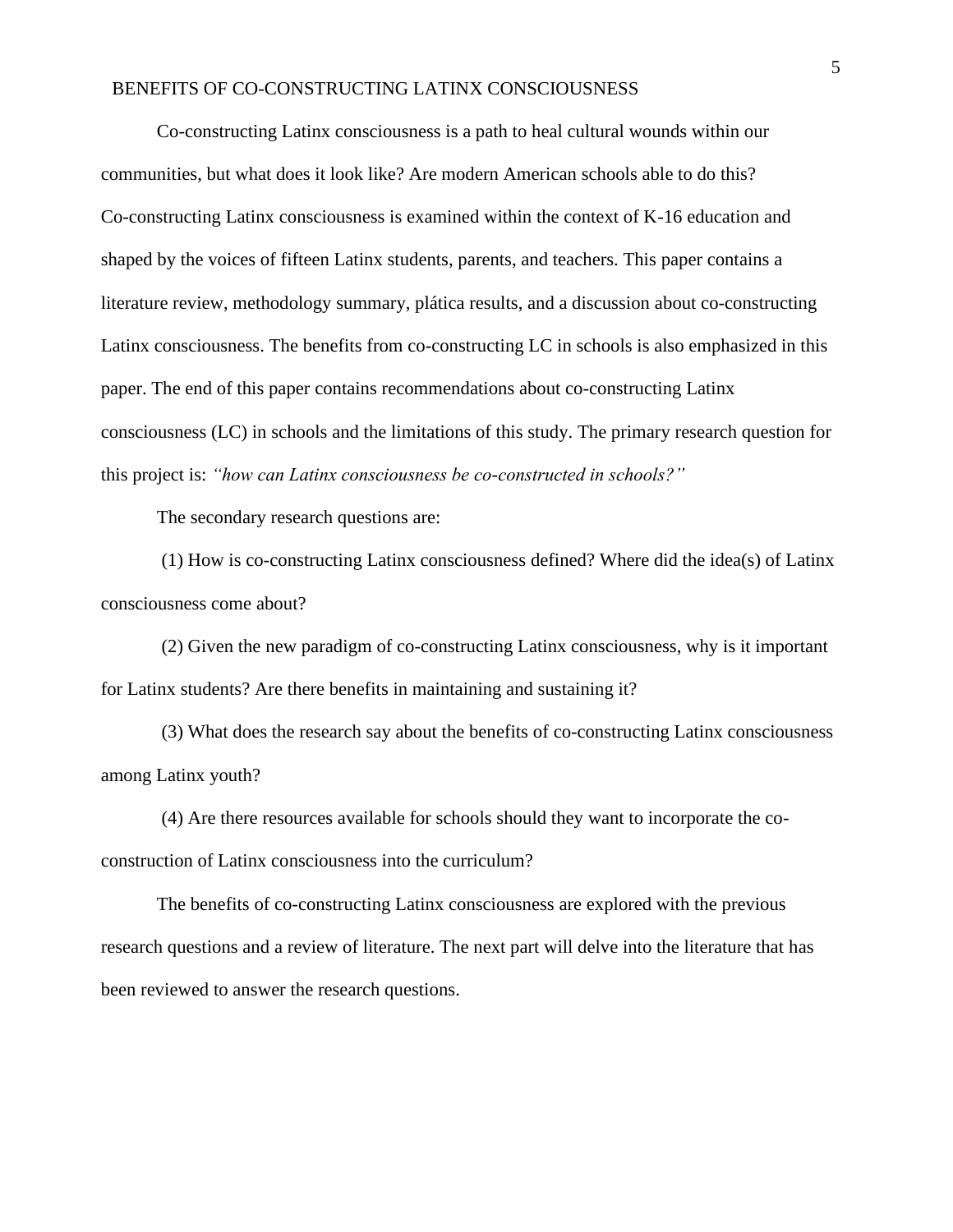Co-constructing Latinx consciousness is a path to heal cultural wounds within our communities, but what does it look like? Are modern American schools able to do this? Co-constructing Latinx consciousness is examined within the context of K-16 education and shaped by the voices of fifteen Latinx students, parents, and teachers. This paper contains a literature review, methodology summary, plática results, and a discussion about co-constructing Latinx consciousness. The benefits from co-constructing LC in schools is also emphasized in this paper. The end of this paper contains recommendations about co-constructing Latinx consciousness (LC) in schools and the limitations of this study. The primary research question for this project is: *"how can Latinx consciousness be co-constructed in schools?"*

The secondary research questions are:

(1) How is co-constructing Latinx consciousness defined? Where did the idea(s) of Latinx consciousness come about?

(2) Given the new paradigm of co-constructing Latinx consciousness, why is it important for Latinx students? Are there benefits in maintaining and sustaining it?

(3) What does the research say about the benefits of co-constructing Latinx consciousness among Latinx youth?

(4) Are there resources available for schools should they want to incorporate the co-construction of Latinx consciousness into the curriculum?

The benefits of co-constructing Latinx consciousness are explored with the previous research questions and a review of literature. The next part will delve into the literature that has been reviewed to answer the research questions.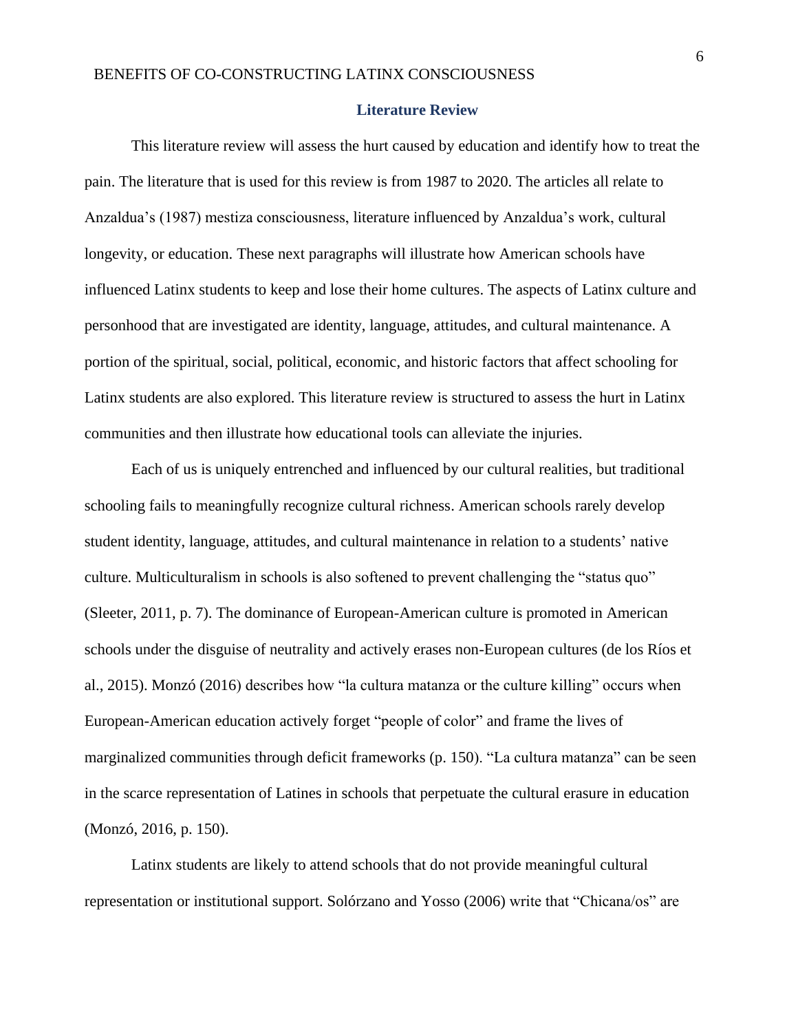## Literature Review

This literature review will assess the hurt caused by education and identify how to treat the pain. The literature that is used for this review is from 1987 to 2020. The articles all relate to Anzaldua's (1987) mestiza consciousness, literature influenced by Anzaldua's work, cultural longevity, or education. These next paragraphs will illustrate how American schools have influenced Latinx students to keep and lose their home cultures. The aspects of Latinx culture and personhood that are investigated are identity, language, attitudes, and cultural maintenance. A portion of the spiritual, social, political, economic, and historic factors that affect schooling for Latinx students are also explored. This literature review is structured to assess the hurt in Latinx communities and then illustrate how educational tools can alleviate the injuries.

Each of us is uniquely entrenched and influenced by our cultural realities, but traditional schooling fails to meaningfully recognize cultural richness. American schools rarely develop student identity, language, attitudes, and cultural maintenance in relation to a students' native culture. Multiculturalism in schools is also softened to prevent challenging the "status quo" (Sleeter, 2011, p. 7). The dominance of European-American culture is promoted in American schools under the disguise of neutrality and actively erases non-European cultures (de los Ríos et al., 2015). Monzó (2016) describes how "la cultura matanza or the culture killing" occurs when European-American education actively forget "people of color" and frame the lives of marginalized communities through deficit frameworks (p. 150). "La cultura matanza" can be seen in the scarce representation of Latines in schools that perpetuate the cultural erasure in education (Monzó, 2016, p. 150).

Latinx students are likely to attend schools that do not provide meaningful cultural representation or institutional support. Solórzano and Yosso (2006) write that "Chicana/os" are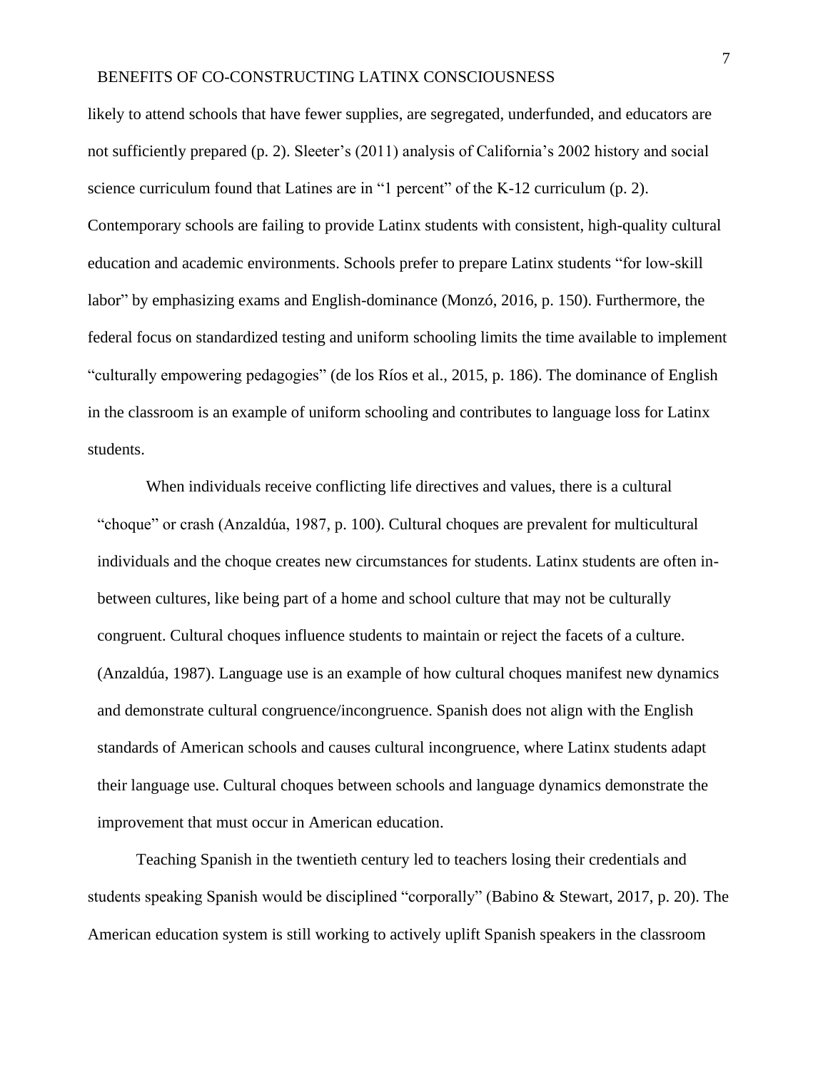likely to attend schools that have fewer supplies, are segregated, underfunded, and educators are not sufficiently prepared (p. 2). Sleeter's (2011) analysis of California's 2002 history and social science curriculum found that Latines are in "1 percent" of the K-12 curriculum (p. 2). Contemporary schools are failing to provide Latinx students with consistent, high-quality cultural education and academic environments. Schools prefer to prepare Latinx students "for low-skill labor" by emphasizing exams and English-dominance (Monzó, 2016, p. 150). Furthermore, the federal focus on standardized testing and uniform schooling limits the time available to implement "culturally empowering pedagogies" (de los Ríos et al., 2015, p. 186). The dominance of English in the classroom is an example of uniform schooling and contributes to language loss for Latinx students.

When individuals receive conflicting life directives and values, there is a cultural "choque" or crash (Anzaldúa, 1987, p. 100). Cultural choques are prevalent for multicultural individuals and the choque creates new circumstances for students. Latinx students are often in-between cultures, like being part of a home and school culture that may not be culturally congruent. Cultural choques influence students to maintain or reject the facets of a culture. (Anzaldúa, 1987). Language use is an example of how cultural choques manifest new dynamics and demonstrate cultural congruence/incongruence. Spanish does not align with the English standards of American schools and causes cultural incongruence, where Latinx students adapt their language use. Cultural choques between schools and language dynamics demonstrate the improvement that must occur in American education.

Teaching Spanish in the twentieth century led to teachers losing their credentials and students speaking Spanish would be disciplined "corporally" (Babino & Stewart, 2017, p. 20). The American education system is still working to actively uplift Spanish speakers in the classroom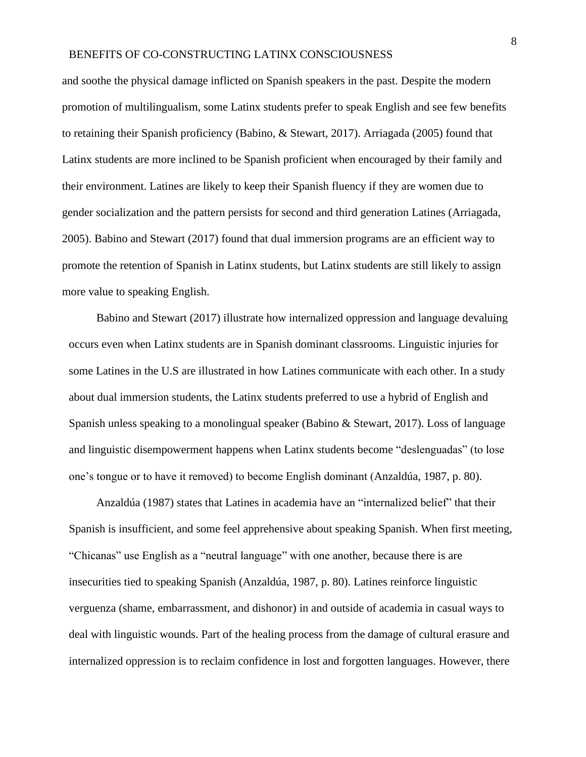and soothe the physical damage inflicted on Spanish speakers in the past. Despite the modern promotion of multilingualism, some Latinx students prefer to speak English and see few benefits to retaining their Spanish proficiency (Babino, & Stewart, 2017). Arriagada (2005) found that Latinx students are more inclined to be Spanish proficient when encouraged by their family and their environment. Latines are likely to keep their Spanish fluency if they are women due to gender socialization and the pattern persists for second and third generation Latines (Arriagada, 2005). Babino and Stewart (2017) found that dual immersion programs are an efficient way to promote the retention of Spanish in Latinx students, but Latinx students are still likely to assign more value to speaking English.

Babino and Stewart (2017) illustrate how internalized oppression and language devaluing occurs even when Latinx students are in Spanish dominant classrooms. Linguistic injuries for some Latines in the U.S are illustrated in how Latines communicate with each other. In a study about dual immersion students, the Latinx students preferred to use a hybrid of English and Spanish unless speaking to a monolingual speaker (Babino & Stewart, 2017). Loss of language and linguistic disempowerment happens when Latinx students become "deslenguadas" (to lose one's tongue or to have it removed) to become English dominant (Anzaldúa, 1987, p. 80).

Anzaldúa (1987) states that Latines in academia have an "internalized belief" that their Spanish is insufficient, and some feel apprehensive about speaking Spanish. When first meeting, "Chicanas" use English as a "neutral language" with one another, because there is are insecurities tied to speaking Spanish (Anzaldúa, 1987, p. 80). Latines reinforce linguistic verguenza (shame, embarrassment, and dishonor) in and outside of academia in casual ways to deal with linguistic wounds. Part of the healing process from the damage of cultural erasure and internalized oppression is to reclaim confidence in lost and forgotten languages. However, there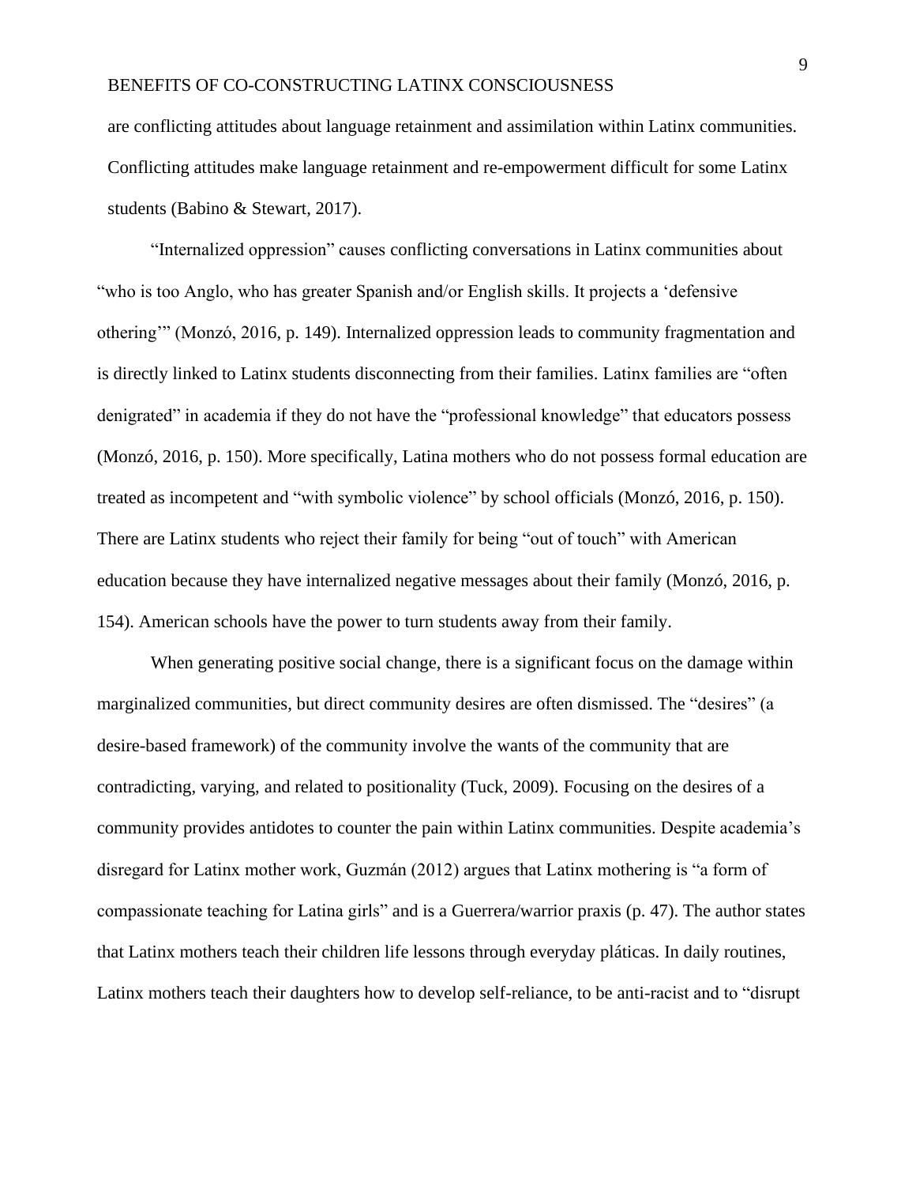are conflicting attitudes about language retainment and assimilation within Latinx communities. Conflicting attitudes make language retainment and re-empowerment difficult for some Latinx students (Babino & Stewart, 2017).

"Internalized oppression" causes conflicting conversations in Latinx communities about "who is too Anglo, who has greater Spanish and/or English skills. It projects a 'defensive othering'" (Monzó, 2016, p. 149). Internalized oppression leads to community fragmentation and is directly linked to Latinx students disconnecting from their families. Latinx families are "often denigrated" in academia if they do not have the "professional knowledge" that educators possess (Monzó, 2016, p. 150). More specifically, Latina mothers who do not possess formal education are treated as incompetent and "with symbolic violence" by school officials (Monzó, 2016, p. 150). There are Latinx students who reject their family for being "out of touch" with American education because they have internalized negative messages about their family (Monzó, 2016, p. 154). American schools have the power to turn students away from their family.

When generating positive social change, there is a significant focus on the damage within marginalized communities, but direct community desires are often dismissed. The "desires" (a desire-based framework) of the community involve the wants of the community that are contradicting, varying, and related to positionality (Tuck, 2009). Focusing on the desires of a community provides antidotes to counter the pain within Latinx communities. Despite academia's disregard for Latinx mother work, Guzmán (2012) argues that Latinx mothering is "a form of compassionate teaching for Latina girls" and is a Guerrera/warrior praxis (p. 47). The author states that Latinx mothers teach their children life lessons through everyday pláticas. In daily routines, Latinx mothers teach their daughters how to develop self-reliance, to be anti-racist and to "disrupt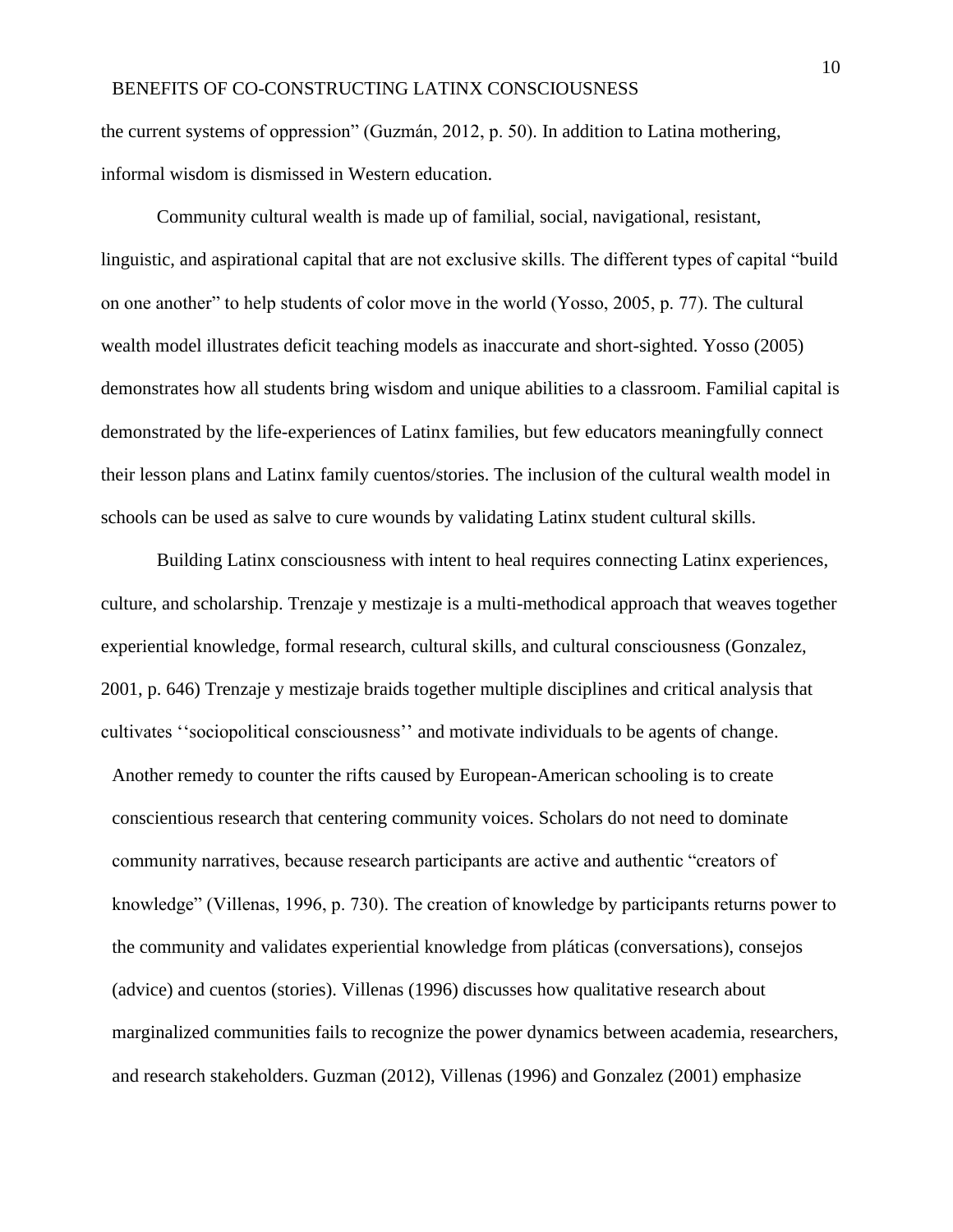the current systems of oppression" (Guzmán, 2012, p. 50). In addition to Latina mothering, informal wisdom is dismissed in Western education.

Community cultural wealth is made up of familial, social, navigational, resistant, linguistic, and aspirational capital that are not exclusive skills. The different types of capital "build on one another" to help students of color move in the world (Yosso, 2005, p. 77). The cultural wealth model illustrates deficit teaching models as inaccurate and short-sighted. Yosso (2005) demonstrates how all students bring wisdom and unique abilities to a classroom. Familial capital is demonstrated by the life-experiences of Latinx families, but few educators meaningfully connect their lesson plans and Latinx family cuentos/stories. The inclusion of the cultural wealth model in schools can be used as salve to cure wounds by validating Latinx student cultural skills.

Building Latinx consciousness with intent to heal requires connecting Latinx experiences, culture, and scholarship. Trenzaje y mestizaje is a multi-methodical approach that weaves together experiential knowledge, formal research, cultural skills, and cultural consciousness (Gonzalez, 2001, p. 646) Trenzaje y mestizaje braids together multiple disciplines and critical analysis that cultivates ''sociopolitical consciousness'' and motivate individuals to be agents of change.

Another remedy to counter the rifts caused by European-American schooling is to create conscientious research that centering community voices. Scholars do not need to dominate community narratives, because research participants are active and authentic "creators of knowledge" (Villenas, 1996, p. 730). The creation of knowledge by participants returns power to the community and validates experiential knowledge from pláticas (conversations), consejos (advice) and cuentos (stories). Villenas (1996) discusses how qualitative research about marginalized communities fails to recognize the power dynamics between academia, researchers, and research stakeholders. Guzman (2012), Villenas (1996) and Gonzalez (2001) emphasize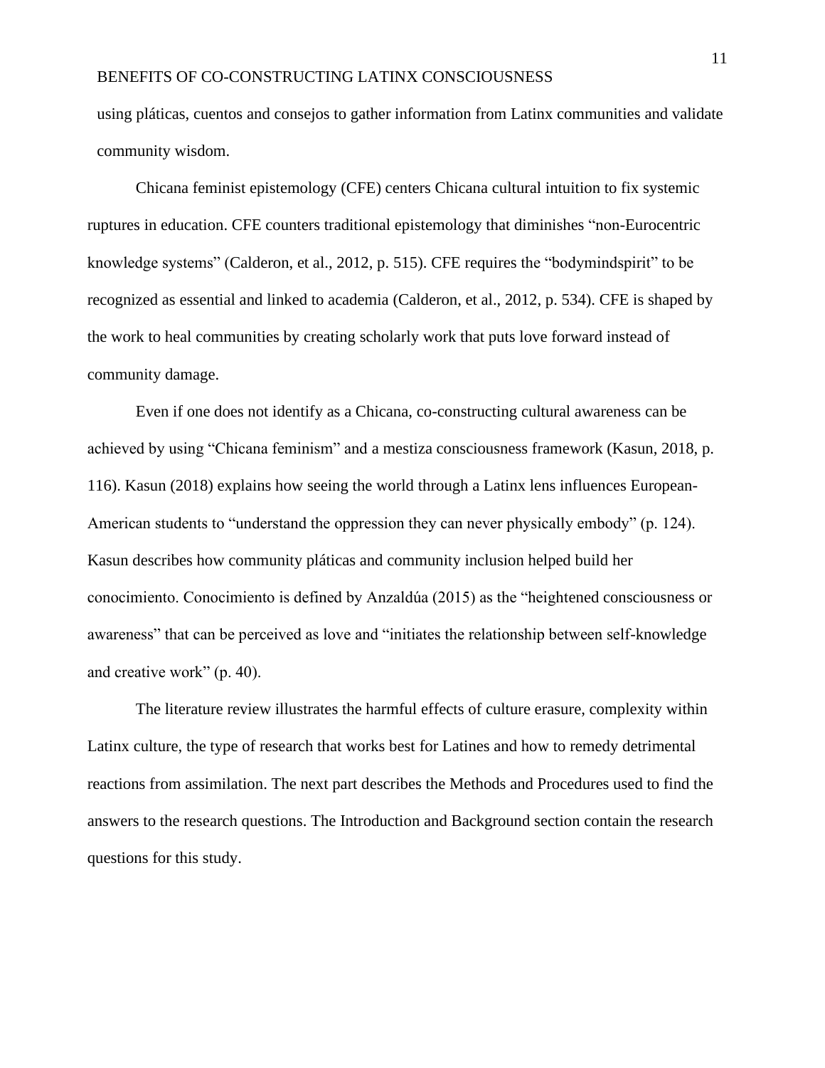using pláticas, cuentos and consejos to gather information from Latinx communities and validate community wisdom.

Chicana feminist epistemology (CFE) centers Chicana cultural intuition to fix systemic ruptures in education. CFE counters traditional epistemology that diminishes "non-Eurocentric knowledge systems" (Calderon, et al., 2012, p. 515). CFE requires the "bodymindspirit" to be recognized as essential and linked to academia (Calderon, et al., 2012, p. 534). CFE is shaped by the work to heal communities by creating scholarly work that puts love forward instead of community damage.

Even if one does not identify as a Chicana, co-constructing cultural awareness can be achieved by using "Chicana feminism" and a mestiza consciousness framework (Kasun, 2018, p. 116). Kasun (2018) explains how seeing the world through a Latinx lens influences European-American students to "understand the oppression they can never physically embody" (p. 124). Kasun describes how community pláticas and community inclusion helped build her conocimiento. Conocimiento is defined by Anzaldúa (2015) as the "heightened consciousness or awareness" that can be perceived as love and "initiates the relationship between self-knowledge and creative work" (p. 40).

The literature review illustrates the harmful effects of culture erasure, complexity within Latinx culture, the type of research that works best for Latines and how to remedy detrimental reactions from assimilation. The next part describes the Methods and Procedures used to find the answers to the research questions. The Introduction and Background section contain the research questions for this study.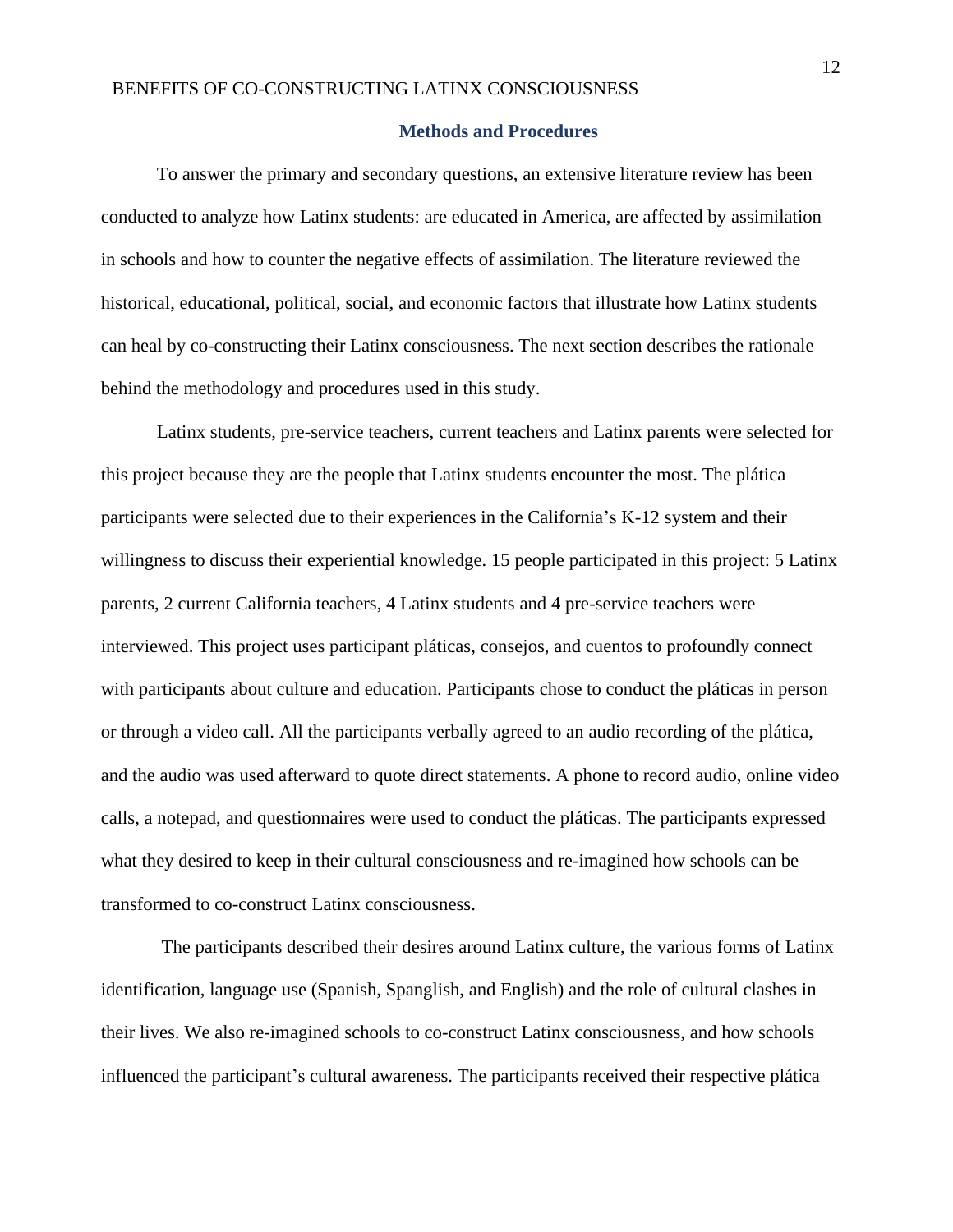## Methods and Procedures

To answer the primary and secondary questions, an extensive literature review has been conducted to analyze how Latinx students: are educated in America, are affected by assimilation in schools and how to counter the negative effects of assimilation. The literature reviewed the historical, educational, political, social, and economic factors that illustrate how Latinx students can heal by co-constructing their Latinx consciousness. The next section describes the rationale behind the methodology and procedures used in this study.

Latinx students, pre-service teachers, current teachers and Latinx parents were selected for this project because they are the people that Latinx students encounter the most. The plática participants were selected due to their experiences in the California's K-12 system and their willingness to discuss their experiential knowledge. 15 people participated in this project: 5 Latinx parents, 2 current California teachers, 4 Latinx students and 4 pre-service teachers were interviewed. This project uses participant pláticas, consejos, and cuentos to profoundly connect with participants about culture and education. Participants chose to conduct the pláticas in person or through a video call. All the participants verbally agreed to an audio recording of the plática, and the audio was used afterward to quote direct statements. A phone to record audio, online video calls, a notepad, and questionnaires were used to conduct the pláticas. The participants expressed what they desired to keep in their cultural consciousness and re-imagined how schools can be transformed to co-construct Latinx consciousness.

The participants described their desires around Latinx culture, the various forms of Latinx identification, language use (Spanish, Spanglish, and English) and the role of cultural clashes in their lives. We also re-imagined schools to co-construct Latinx consciousness, and how schools influenced the participant's cultural awareness. The participants received their respective plática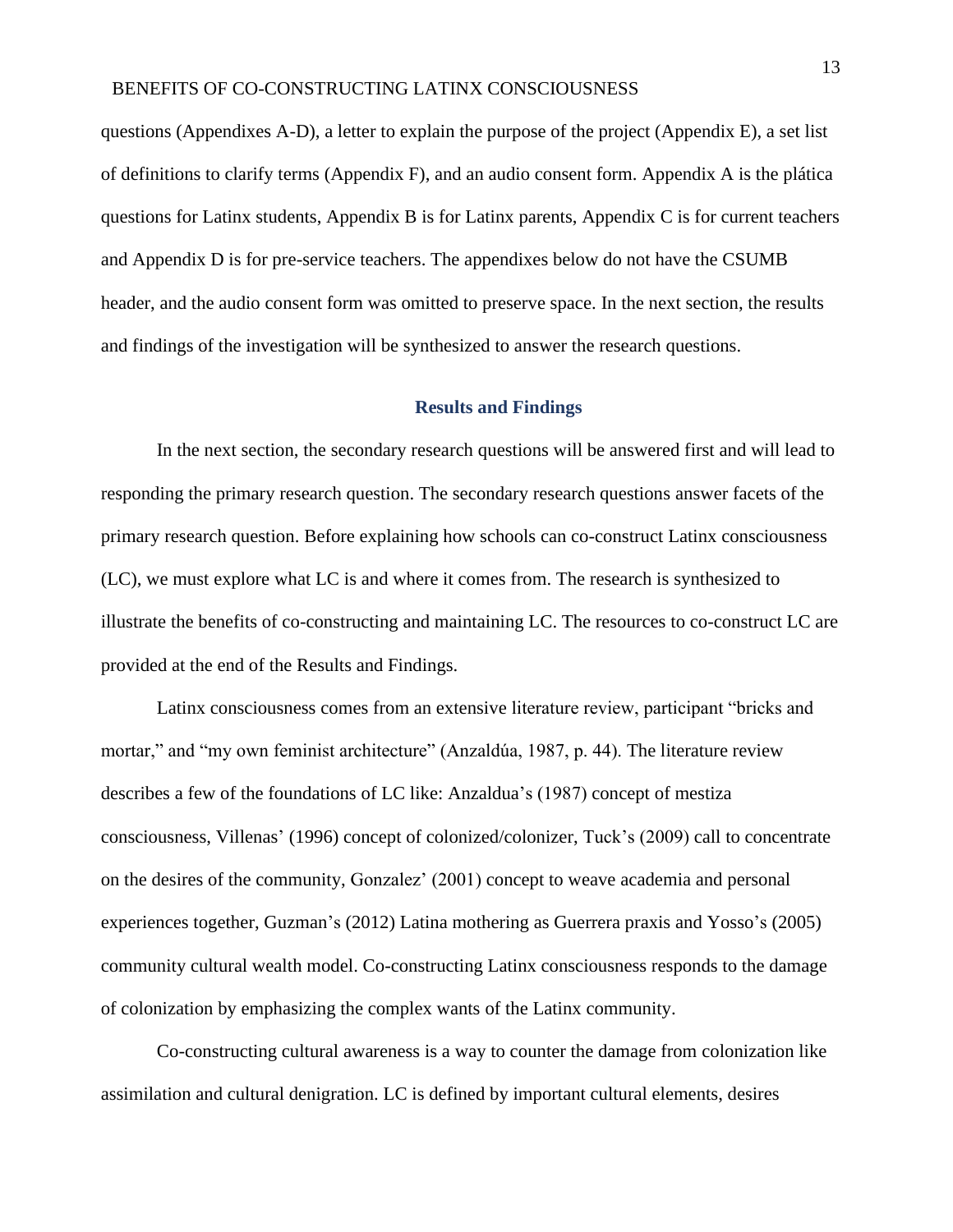questions (Appendixes A-D), a letter to explain the purpose of the project (Appendix E), a set list of definitions to clarify terms (Appendix F), and an audio consent form. Appendix A is the plática questions for Latinx students, Appendix B is for Latinx parents, Appendix C is for current teachers and Appendix D is for pre-service teachers. The appendixes below do not have the CSUMB header, and the audio consent form was omitted to preserve space. In the next section, the results and findings of the investigation will be synthesized to answer the research questions.

## Results and Findings

In the next section, the secondary research questions will be answered first and will lead to responding the primary research question. The secondary research questions answer facets of the primary research question. Before explaining how schools can co-construct Latinx consciousness (LC), we must explore what LC is and where it comes from. The research is synthesized to illustrate the benefits of co-constructing and maintaining LC. The resources to co-construct LC are provided at the end of the Results and Findings.

Latinx consciousness comes from an extensive literature review, participant "bricks and mortar," and "my own feminist architecture" (Anzaldúa, 1987, p. 44). The literature review describes a few of the foundations of LC like: Anzaldua's (1987) concept of mestiza consciousness, Villenas' (1996) concept of colonized/colonizer, Tuck's (2009) call to concentrate on the desires of the community, Gonzalez' (2001) concept to weave academia and personal experiences together, Guzman's (2012) Latina mothering as Guerrera praxis and Yosso's (2005) community cultural wealth model. Co-constructing Latinx consciousness responds to the damage of colonization by emphasizing the complex wants of the Latinx community.

Co-constructing cultural awareness is a way to counter the damage from colonization like assimilation and cultural denigration. LC is defined by important cultural elements, desires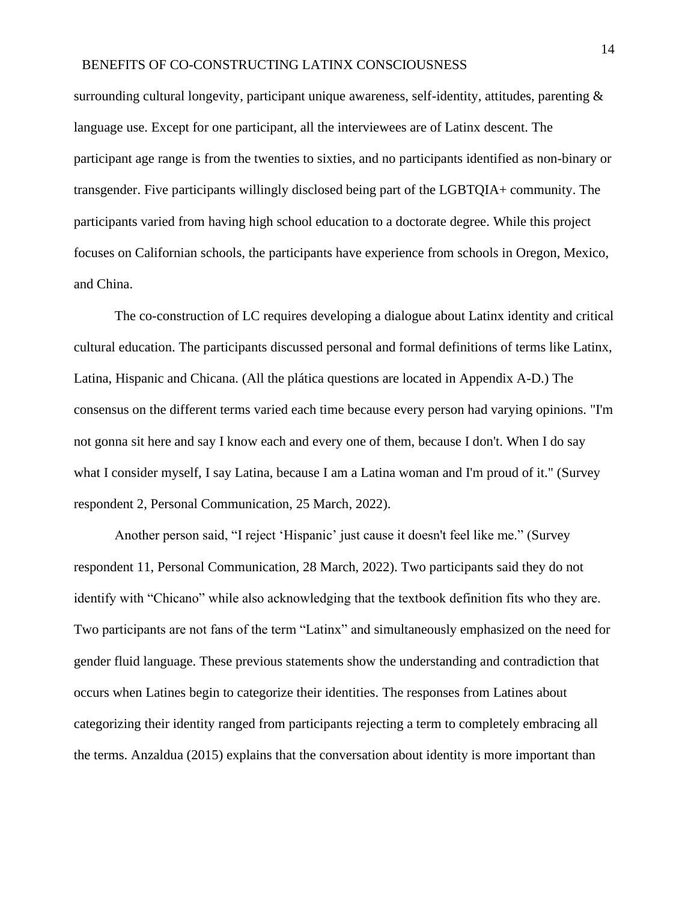surrounding cultural longevity, participant unique awareness, self-identity, attitudes, parenting & language use. Except for one participant, all the interviewees are of Latinx descent. The participant age range is from the twenties to sixties, and no participants identified as non-binary or transgender. Five participants willingly disclosed being part of the LGBTQIA+ community. The participants varied from having high school education to a doctorate degree. While this project focuses on Californian schools, the participants have experience from schools in Oregon, Mexico, and China.

The co-construction of LC requires developing a dialogue about Latinx identity and critical cultural education. The participants discussed personal and formal definitions of terms like Latinx, Latina, Hispanic and Chicana. (All the plática questions are located in Appendix A-D.) The consensus on the different terms varied each time because every person had varying opinions. "I'm not gonna sit here and say I know each and every one of them, because I don't. When I do say what I consider myself, I say Latina, because I am a Latina woman and I'm proud of it." (Survey respondent 2, Personal Communication, 25 March, 2022).

Another person said, "I reject 'Hispanic' just cause it doesn't feel like me." (Survey respondent 11, Personal Communication, 28 March, 2022). Two participants said they do not identify with "Chicano" while also acknowledging that the textbook definition fits who they are. Two participants are not fans of the term "Latinx" and simultaneously emphasized on the need for gender fluid language. These previous statements show the understanding and contradiction that occurs when Latines begin to categorize their identities. The responses from Latines about categorizing their identity ranged from participants rejecting a term to completely embracing all the terms. Anzaldua (2015) explains that the conversation about identity is more important than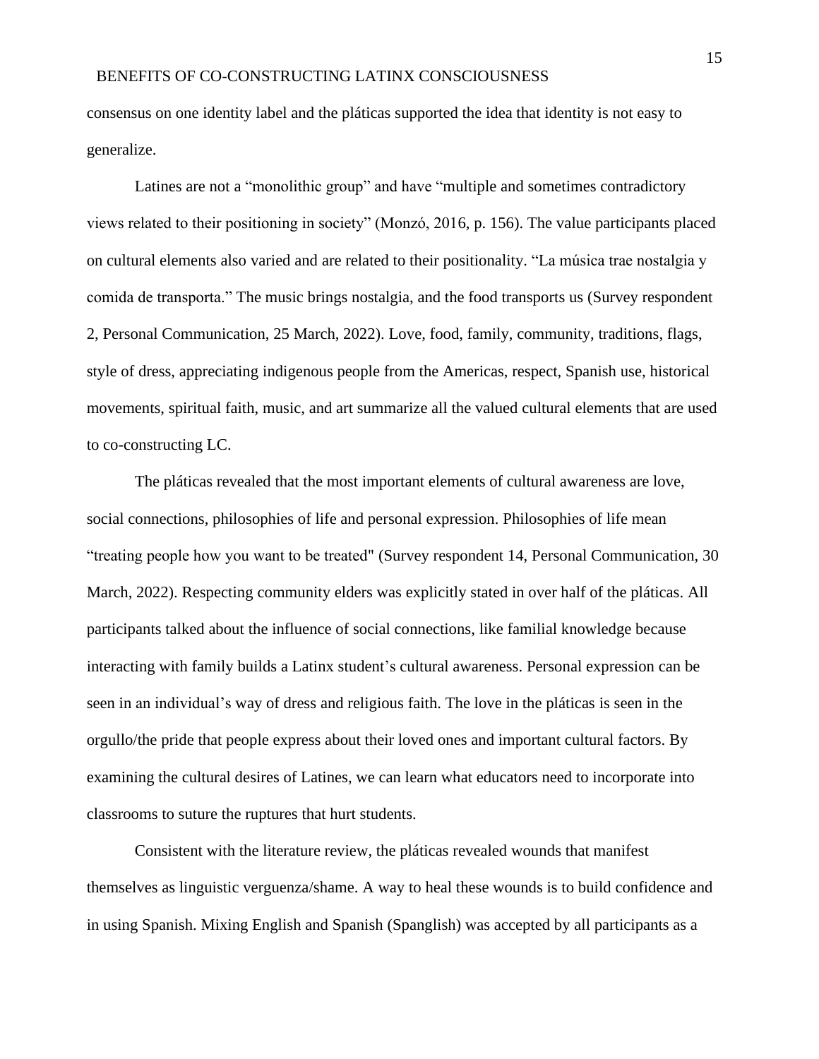consensus on one identity label and the pláticas supported the idea that identity is not easy to generalize.

Latines are not a “monolithic group” and have “multiple and sometimes contradictory views related to their positioning in society” (Monzó, 2016, p. 156). The value participants placed on cultural elements also varied and are related to their positionality. “La música trae nostalgia y comida de transporta.” The music brings nostalgia, and the food transports us (Survey respondent 2, Personal Communication, 25 March, 2022). Love, food, family, community, traditions, flags, style of dress, appreciating indigenous people from the Americas, respect, Spanish use, historical movements, spiritual faith, music, and art summarize all the valued cultural elements that are used to co-constructing LC.

The pláticas revealed that the most important elements of cultural awareness are love, social connections, philosophies of life and personal expression. Philosophies of life mean “treating people how you want to be treated" (Survey respondent 14, Personal Communication, 30 March, 2022). Respecting community elders was explicitly stated in over half of the pláticas. All participants talked about the influence of social connections, like familial knowledge because interacting with family builds a Latinx student’s cultural awareness. Personal expression can be seen in an individual’s way of dress and religious faith. The love in the pláticas is seen in the orgullo/the pride that people express about their loved ones and important cultural factors. By examining the cultural desires of Latines, we can learn what educators need to incorporate into classrooms to suture the ruptures that hurt students.

Consistent with the literature review, the pláticas revealed wounds that manifest themselves as linguistic verguenza/shame. A way to heal these wounds is to build confidence and in using Spanish. Mixing English and Spanish (Spanglish) was accepted by all participants as a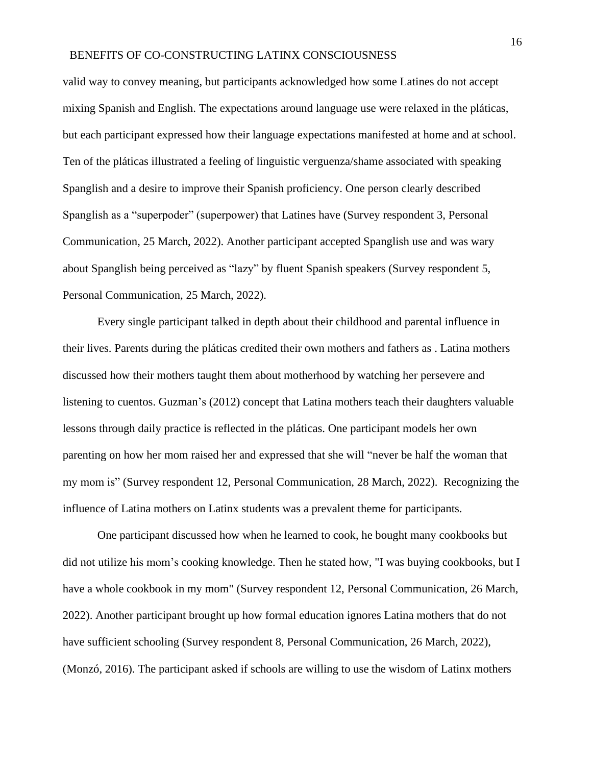valid way to convey meaning, but participants acknowledged how some Latines do not accept mixing Spanish and English. The expectations around language use were relaxed in the pláticas, but each participant expressed how their language expectations manifested at home and at school. Ten of the pláticas illustrated a feeling of linguistic verguenza/shame associated with speaking Spanglish and a desire to improve their Spanish proficiency. One person clearly described Spanglish as a "superpoder" (superpower) that Latines have (Survey respondent 3, Personal Communication, 25 March, 2022). Another participant accepted Spanglish use and was wary about Spanglish being perceived as "lazy" by fluent Spanish speakers (Survey respondent 5, Personal Communication, 25 March, 2022).

Every single participant talked in depth about their childhood and parental influence in their lives. Parents during the pláticas credited their own mothers and fathers as . Latina mothers discussed how their mothers taught them about motherhood by watching her persevere and listening to cuentos. Guzman's (2012) concept that Latina mothers teach their daughters valuable lessons through daily practice is reflected in the pláticas. One participant models her own parenting on how her mom raised her and expressed that she will "never be half the woman that my mom is" (Survey respondent 12, Personal Communication, 28 March, 2022). Recognizing the influence of Latina mothers on Latinx students was a prevalent theme for participants.

One participant discussed how when he learned to cook, he bought many cookbooks but did not utilize his mom's cooking knowledge. Then he stated how, "I was buying cookbooks, but I have a whole cookbook in my mom" (Survey respondent 12, Personal Communication, 26 March, 2022). Another participant brought up how formal education ignores Latina mothers that do not have sufficient schooling (Survey respondent 8, Personal Communication, 26 March, 2022), (Monzó, 2016). The participant asked if schools are willing to use the wisdom of Latinx mothers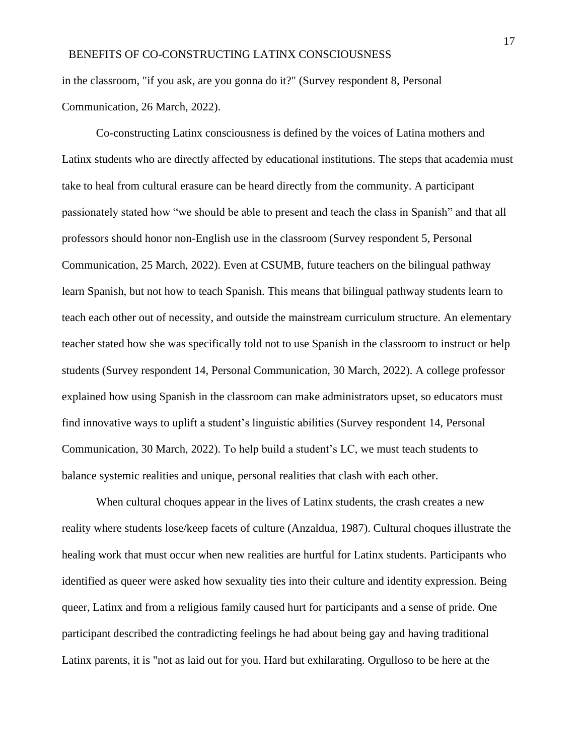in the classroom, "if you ask, are you gonna do it?" (Survey respondent 8, Personal Communication, 26 March, 2022).

Co-constructing Latinx consciousness is defined by the voices of Latina mothers and Latinx students who are directly affected by educational institutions. The steps that academia must take to heal from cultural erasure can be heard directly from the community. A participant passionately stated how “we should be able to present and teach the class in Spanish” and that all professors should honor non-English use in the classroom (Survey respondent 5, Personal Communication, 25 March, 2022). Even at CSUMB, future teachers on the bilingual pathway learn Spanish, but not how to teach Spanish. This means that bilingual pathway students learn to teach each other out of necessity, and outside the mainstream curriculum structure. An elementary teacher stated how she was specifically told not to use Spanish in the classroom to instruct or help students (Survey respondent 14, Personal Communication, 30 March, 2022). A college professor explained how using Spanish in the classroom can make administrators upset, so educators must find innovative ways to uplift a student’s linguistic abilities (Survey respondent 14, Personal Communication, 30 March, 2022). To help build a student’s LC, we must teach students to balance systemic realities and unique, personal realities that clash with each other.

When cultural choques appear in the lives of Latinx students, the crash creates a new reality where students lose/keep facets of culture (Anzaldua, 1987). Cultural choques illustrate the healing work that must occur when new realities are hurtful for Latinx students. Participants who identified as queer were asked how sexuality ties into their culture and identity expression. Being queer, Latinx and from a religious family caused hurt for participants and a sense of pride. One participant described the contradicting feelings he had about being gay and having traditional Latinx parents, it is "not as laid out for you. Hard but exhilarating. Orgulloso to be here at the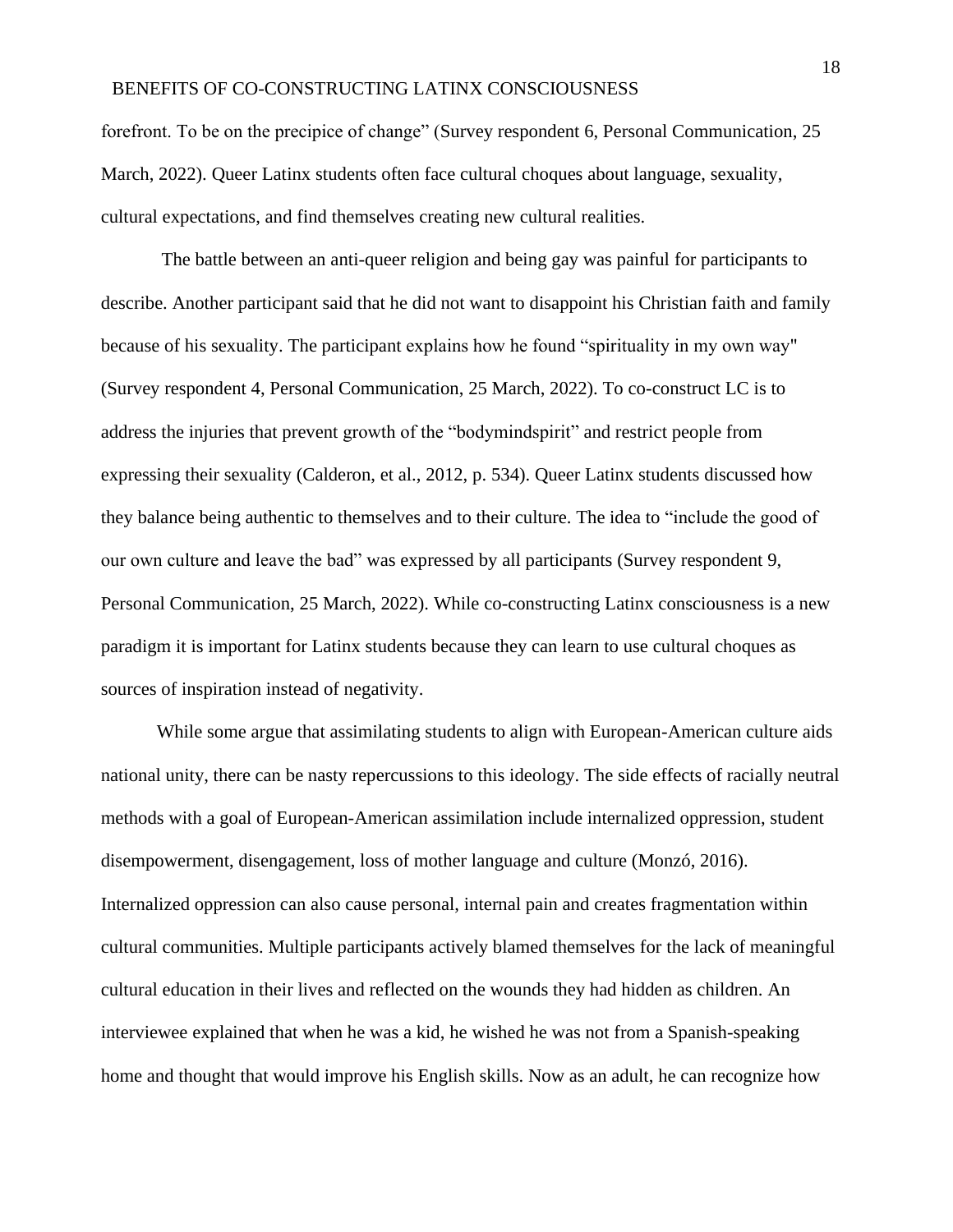forefront. To be on the precipice of change" (Survey respondent 6, Personal Communication, 25 March, 2022). Queer Latinx students often face cultural choques about language, sexuality, cultural expectations, and find themselves creating new cultural realities.

The battle between an anti-queer religion and being gay was painful for participants to describe. Another participant said that he did not want to disappoint his Christian faith and family because of his sexuality. The participant explains how he found "spirituality in my own way" (Survey respondent 4, Personal Communication, 25 March, 2022). To co-construct LC is to address the injuries that prevent growth of the "bodymindspirit" and restrict people from expressing their sexuality (Calderon, et al., 2012, p. 534). Queer Latinx students discussed how they balance being authentic to themselves and to their culture. The idea to "include the good of our own culture and leave the bad" was expressed by all participants (Survey respondent 9, Personal Communication, 25 March, 2022). While co-constructing Latinx consciousness is a new paradigm it is important for Latinx students because they can learn to use cultural choques as sources of inspiration instead of negativity.

While some argue that assimilating students to align with European-American culture aids national unity, there can be nasty repercussions to this ideology. The side effects of racially neutral methods with a goal of European-American assimilation include internalized oppression, student disempowerment, disengagement, loss of mother language and culture (Monzó, 2016). Internalized oppression can also cause personal, internal pain and creates fragmentation within cultural communities. Multiple participants actively blamed themselves for the lack of meaningful cultural education in their lives and reflected on the wounds they had hidden as children. An interviewee explained that when he was a kid, he wished he was not from a Spanish-speaking home and thought that would improve his English skills. Now as an adult, he can recognize how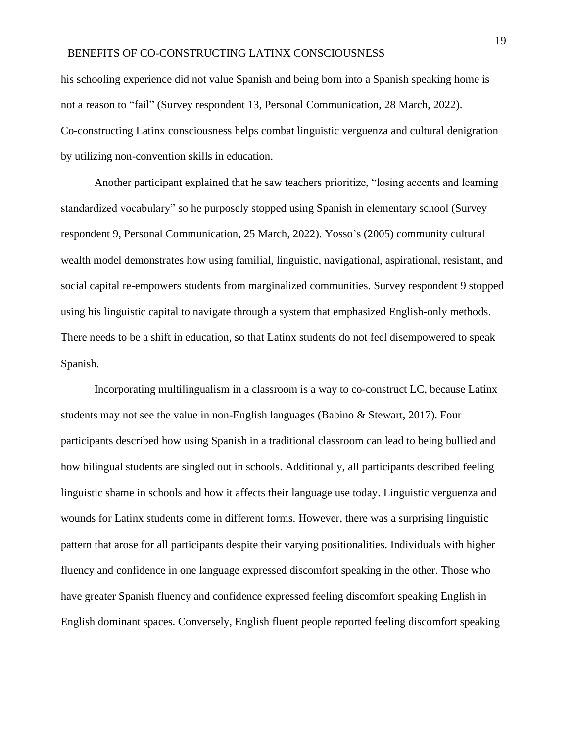his schooling experience did not value Spanish and being born into a Spanish speaking home is not a reason to "fail" (Survey respondent 13, Personal Communication, 28 March, 2022). Co-constructing Latinx consciousness helps combat linguistic verguenza and cultural denigration by utilizing non-convention skills in education.

Another participant explained that he saw teachers prioritize, "losing accents and learning standardized vocabulary" so he purposely stopped using Spanish in elementary school (Survey respondent 9, Personal Communication, 25 March, 2022). Yosso's (2005) community cultural wealth model demonstrates how using familial, linguistic, navigational, aspirational, resistant, and social capital re-empowers students from marginalized communities. Survey respondent 9 stopped using his linguistic capital to navigate through a system that emphasized English-only methods. There needs to be a shift in education, so that Latinx students do not feel disempowered to speak Spanish.

Incorporating multilingualism in a classroom is a way to co-construct LC, because Latinx students may not see the value in non-English languages (Babino & Stewart, 2017). Four participants described how using Spanish in a traditional classroom can lead to being bullied and how bilingual students are singled out in schools. Additionally, all participants described feeling linguistic shame in schools and how it affects their language use today. Linguistic verguenza and wounds for Latinx students come in different forms. However, there was a surprising linguistic pattern that arose for all participants despite their varying positionalities. Individuals with higher fluency and confidence in one language expressed discomfort speaking in the other. Those who have greater Spanish fluency and confidence expressed feeling discomfort speaking English in English dominant spaces. Conversely, English fluent people reported feeling discomfort speaking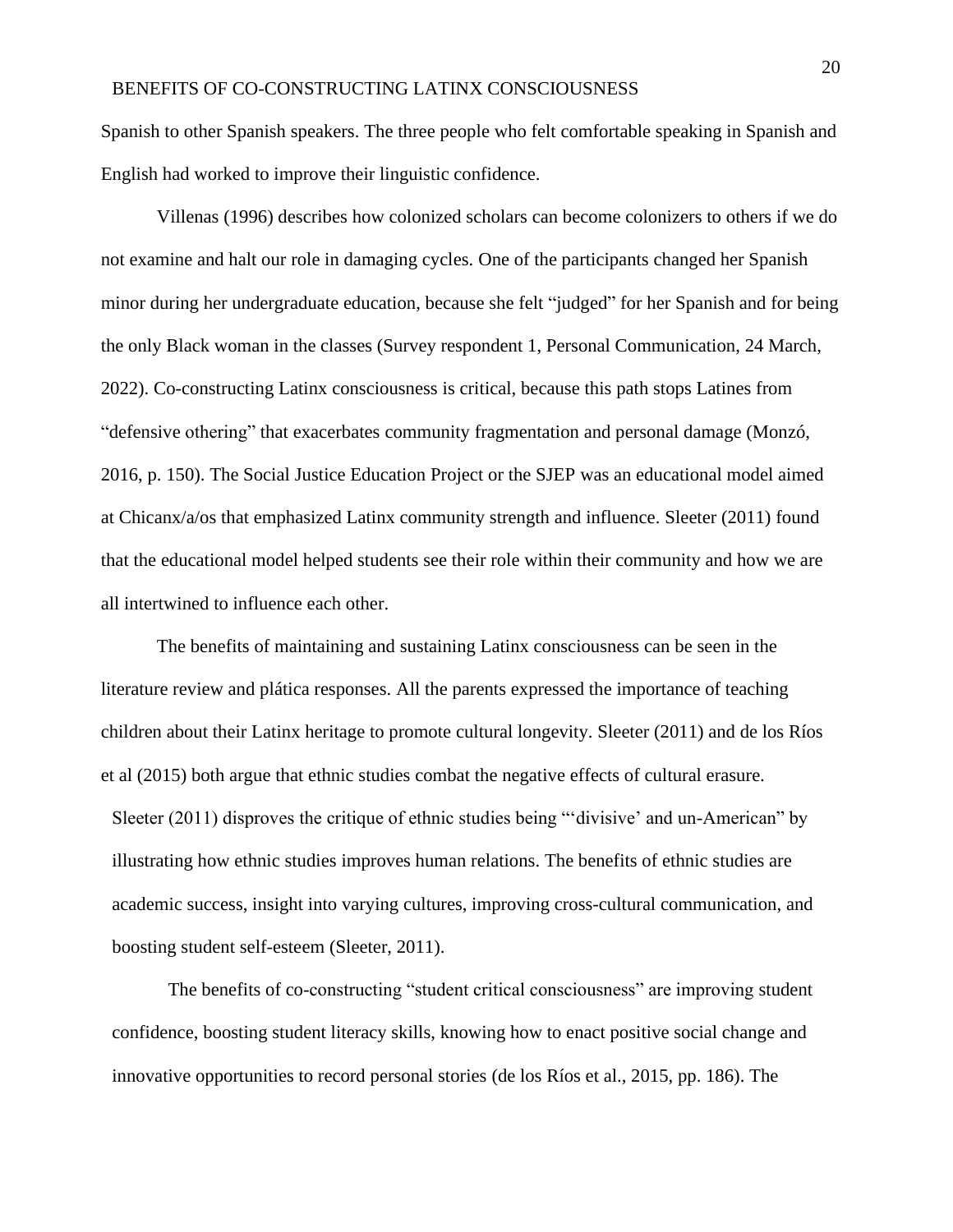Spanish to other Spanish speakers. The three people who felt comfortable speaking in Spanish and English had worked to improve their linguistic confidence.

Villenas (1996) describes how colonized scholars can become colonizers to others if we do not examine and halt our role in damaging cycles. One of the participants changed her Spanish minor during her undergraduate education, because she felt "judged" for her Spanish and for being the only Black woman in the classes (Survey respondent 1, Personal Communication, 24 March, 2022). Co-constructing Latinx consciousness is critical, because this path stops Latines from "defensive othering" that exacerbates community fragmentation and personal damage (Monzó, 2016, p. 150). The Social Justice Education Project or the SJEP was an educational model aimed at Chicanx/a/os that emphasized Latinx community strength and influence. Sleeter (2011) found that the educational model helped students see their role within their community and how we are all intertwined to influence each other.

The benefits of maintaining and sustaining Latinx consciousness can be seen in the literature review and plática responses. All the parents expressed the importance of teaching children about their Latinx heritage to promote cultural longevity. Sleeter (2011) and de los Ríos et al (2015) both argue that ethnic studies combat the negative effects of cultural erasure. Sleeter (2011) disproves the critique of ethnic studies being "'divisive' and un-American" by illustrating how ethnic studies improves human relations. The benefits of ethnic studies are academic success, insight into varying cultures, improving cross-cultural communication, and boosting student self-esteem (Sleeter, 2011).

The benefits of co-constructing "student critical consciousness" are improving student confidence, boosting student literacy skills, knowing how to enact positive social change and innovative opportunities to record personal stories (de los Ríos et al., 2015, pp. 186). The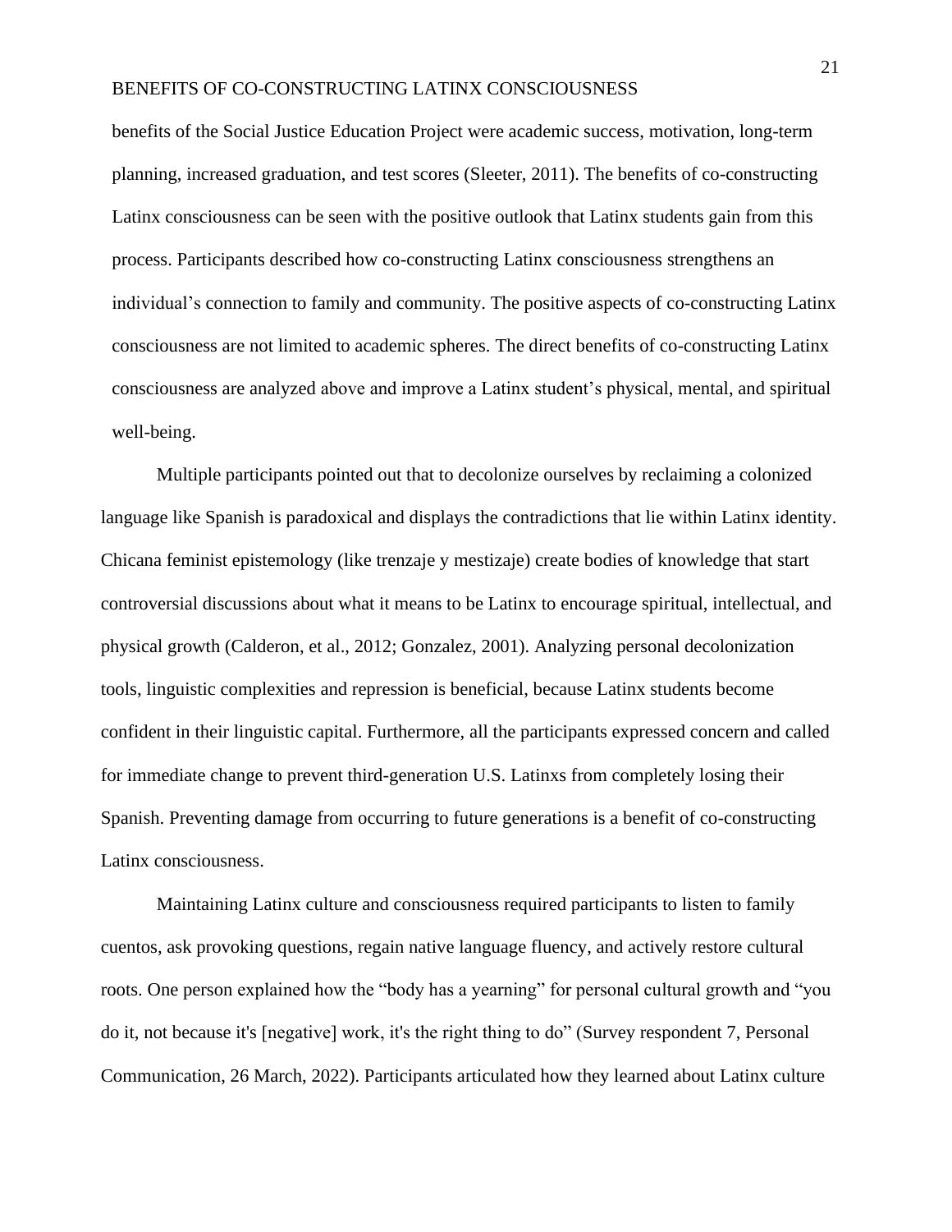benefits of the Social Justice Education Project were academic success, motivation, long-term planning, increased graduation, and test scores (Sleeter, 2011). The benefits of co-constructing Latinx consciousness can be seen with the positive outlook that Latinx students gain from this process. Participants described how co-constructing Latinx consciousness strengthens an individual's connection to family and community. The positive aspects of co-constructing Latinx consciousness are not limited to academic spheres. The direct benefits of co-constructing Latinx consciousness are analyzed above and improve a Latinx student's physical, mental, and spiritual well-being.

Multiple participants pointed out that to decolonize ourselves by reclaiming a colonized language like Spanish is paradoxical and displays the contradictions that lie within Latinx identity. Chicana feminist epistemology (like trenzaje y mestizaje) create bodies of knowledge that start controversial discussions about what it means to be Latinx to encourage spiritual, intellectual, and physical growth (Calderon, et al., 2012; Gonzalez, 2001). Analyzing personal decolonization tools, linguistic complexities and repression is beneficial, because Latinx students become confident in their linguistic capital. Furthermore, all the participants expressed concern and called for immediate change to prevent third-generation U.S. Latinxs from completely losing their Spanish. Preventing damage from occurring to future generations is a benefit of co-constructing Latinx consciousness.

Maintaining Latinx culture and consciousness required participants to listen to family cuentos, ask provoking questions, regain native language fluency, and actively restore cultural roots. One person explained how the "body has a yearning" for personal cultural growth and "you do it, not because it's [negative] work, it's the right thing to do" (Survey respondent 7, Personal Communication, 26 March, 2022). Participants articulated how they learned about Latinx culture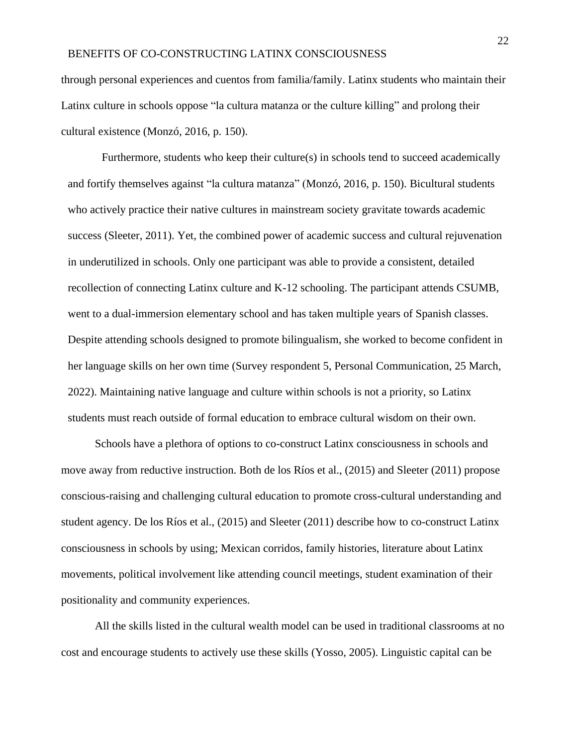through personal experiences and cuentos from familia/family. Latinx students who maintain their Latinx culture in schools oppose "la cultura matanza or the culture killing" and prolong their cultural existence (Monzó, 2016, p. 150).

Furthermore, students who keep their culture(s) in schools tend to succeed academically and fortify themselves against "la cultura matanza" (Monzó, 2016, p. 150). Bicultural students who actively practice their native cultures in mainstream society gravitate towards academic success (Sleeter, 2011). Yet, the combined power of academic success and cultural rejuvenation in underutilized in schools. Only one participant was able to provide a consistent, detailed recollection of connecting Latinx culture and K-12 schooling. The participant attends CSUMB, went to a dual-immersion elementary school and has taken multiple years of Spanish classes. Despite attending schools designed to promote bilingualism, she worked to become confident in her language skills on her own time (Survey respondent 5, Personal Communication, 25 March, 2022). Maintaining native language and culture within schools is not a priority, so Latinx students must reach outside of formal education to embrace cultural wisdom on their own.

Schools have a plethora of options to co-construct Latinx consciousness in schools and move away from reductive instruction. Both de los Ríos et al., (2015) and Sleeter (2011) propose conscious-raising and challenging cultural education to promote cross-cultural understanding and student agency. De los Ríos et al., (2015) and Sleeter (2011) describe how to co-construct Latinx consciousness in schools by using; Mexican corridos, family histories, literature about Latinx movements, political involvement like attending council meetings, student examination of their positionality and community experiences.

All the skills listed in the cultural wealth model can be used in traditional classrooms at no cost and encourage students to actively use these skills (Yosso, 2005). Linguistic capital can be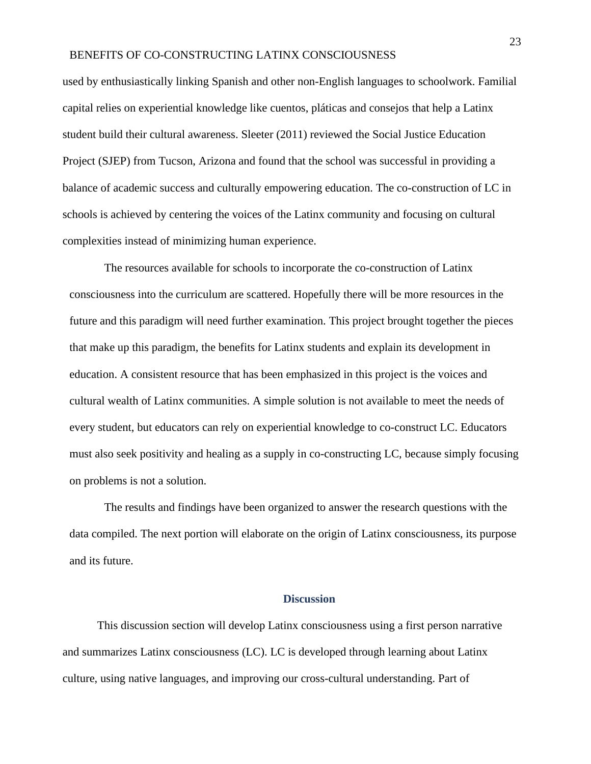used by enthusiastically linking Spanish and other non-English languages to schoolwork. Familial capital relies on experiential knowledge like cuentos, pláticas and consejos that help a Latinx student build their cultural awareness. Sleeter (2011) reviewed the Social Justice Education Project (SJEP) from Tucson, Arizona and found that the school was successful in providing a balance of academic success and culturally empowering education. The co-construction of LC in schools is achieved by centering the voices of the Latinx community and focusing on cultural complexities instead of minimizing human experience.

The resources available for schools to incorporate the co-construction of Latinx consciousness into the curriculum are scattered. Hopefully there will be more resources in the future and this paradigm will need further examination. This project brought together the pieces that make up this paradigm, the benefits for Latinx students and explain its development in education. A consistent resource that has been emphasized in this project is the voices and cultural wealth of Latinx communities. A simple solution is not available to meet the needs of every student, but educators can rely on experiential knowledge to co-construct LC. Educators must also seek positivity and healing as a supply in co-constructing LC, because simply focusing on problems is not a solution.

The results and findings have been organized to answer the research questions with the data compiled. The next portion will elaborate on the origin of Latinx consciousness, its purpose and its future.

## Discussion

This discussion section will develop Latinx consciousness using a first person narrative and summarizes Latinx consciousness (LC). LC is developed through learning about Latinx culture, using native languages, and improving our cross-cultural understanding. Part of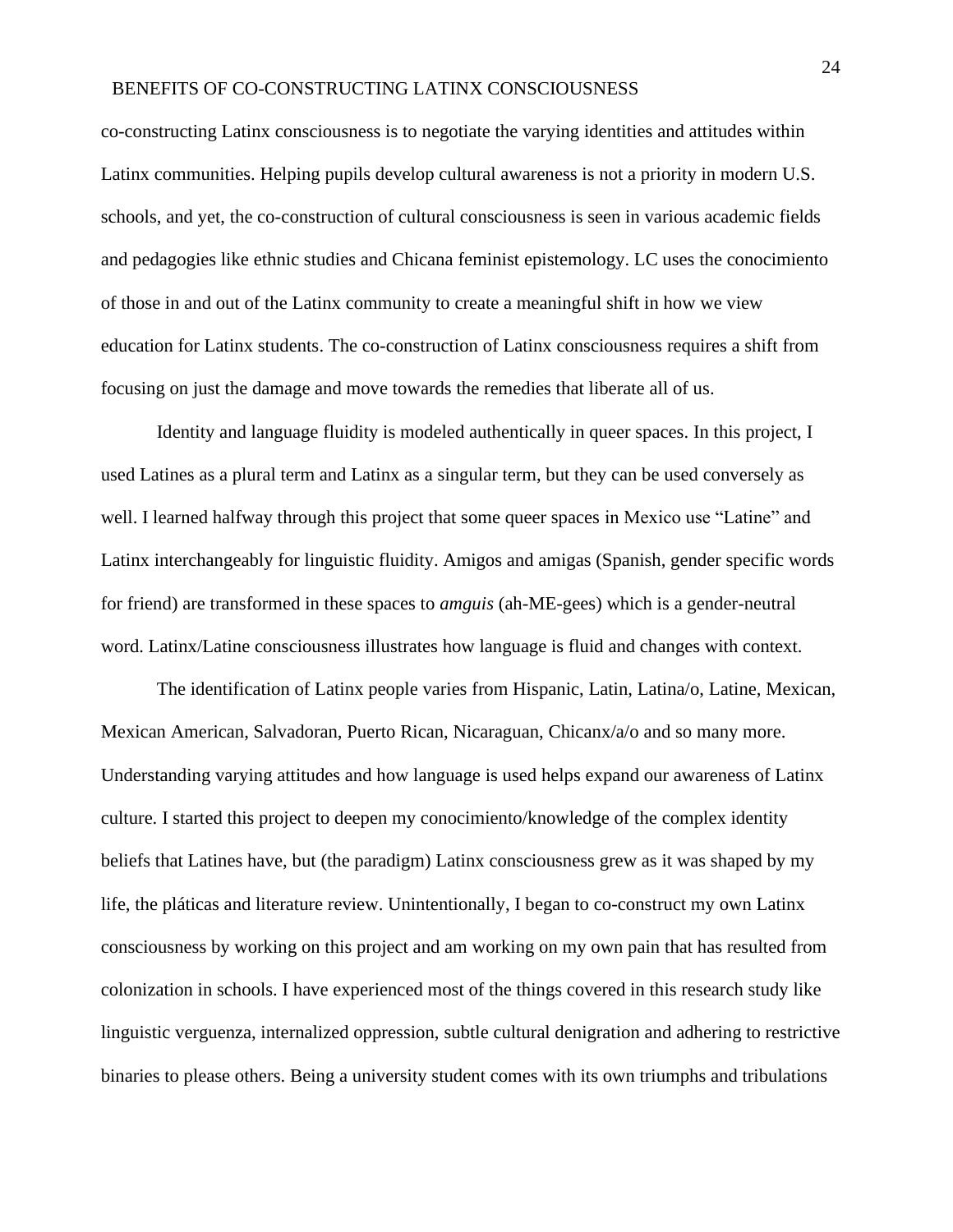co-constructing Latinx consciousness is to negotiate the varying identities and attitudes within Latinx communities. Helping pupils develop cultural awareness is not a priority in modern U.S. schools, and yet, the co-construction of cultural consciousness is seen in various academic fields and pedagogies like ethnic studies and Chicana feminist epistemology. LC uses the conocimiento of those in and out of the Latinx community to create a meaningful shift in how we view education for Latinx students. The co-construction of Latinx consciousness requires a shift from focusing on just the damage and move towards the remedies that liberate all of us.

Identity and language fluidity is modeled authentically in queer spaces. In this project, I used Latines as a plural term and Latinx as a singular term, but they can be used conversely as well. I learned halfway through this project that some queer spaces in Mexico use "Latine" and Latinx interchangeably for linguistic fluidity. Amigos and amigas (Spanish, gender specific words for friend) are transformed in these spaces to *amguis* (ah-ME-gees) which is a gender-neutral word. Latinx/Latine consciousness illustrates how language is fluid and changes with context.

The identification of Latinx people varies from Hispanic, Latin, Latina/o, Latine, Mexican, Mexican American, Salvadoran, Puerto Rican, Nicaraguan, Chicanx/a/o and so many more. Understanding varying attitudes and how language is used helps expand our awareness of Latinx culture. I started this project to deepen my conocimiento/knowledge of the complex identity beliefs that Latines have, but (the paradigm) Latinx consciousness grew as it was shaped by my life, the pláticas and literature review. Unintentionally, I began to co-construct my own Latinx consciousness by working on this project and am working on my own pain that has resulted from colonization in schools. I have experienced most of the things covered in this research study like linguistic verguenza, internalized oppression, subtle cultural denigration and adhering to restrictive binaries to please others. Being a university student comes with its own triumphs and tribulations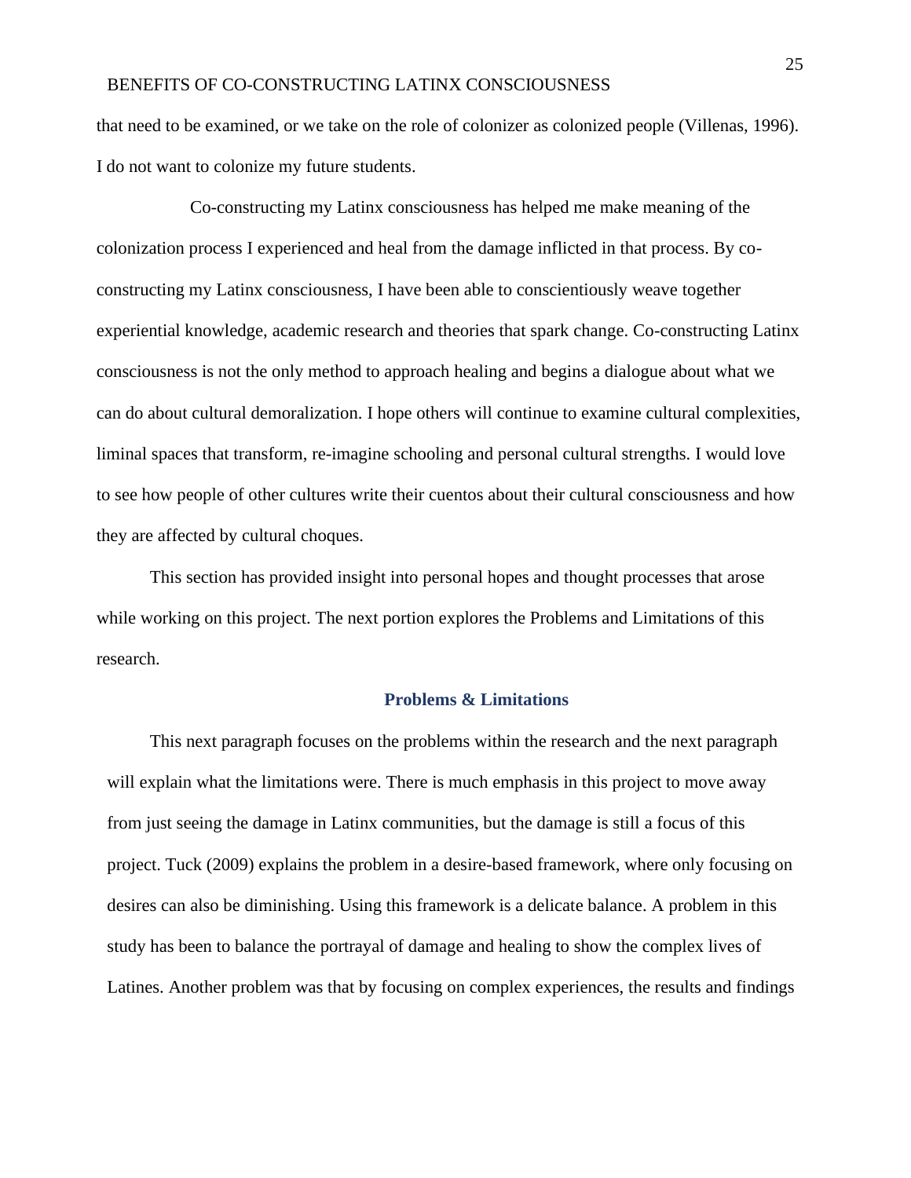that need to be examined, or we take on the role of colonizer as colonized people (Villenas, 1996). I do not want to colonize my future students.

Co-constructing my Latinx consciousness has helped me make meaning of the colonization process I experienced and heal from the damage inflicted in that process. By co-constructing my Latinx consciousness, I have been able to conscientiously weave together experiential knowledge, academic research and theories that spark change. Co-constructing Latinx consciousness is not the only method to approach healing and begins a dialogue about what we can do about cultural demoralization. I hope others will continue to examine cultural complexities, liminal spaces that transform, re-imagine schooling and personal cultural strengths. I would love to see how people of other cultures write their cuentos about their cultural consciousness and how they are affected by cultural choques.

This section has provided insight into personal hopes and thought processes that arose while working on this project. The next portion explores the Problems and Limitations of this research.

## Problems & Limitations

This next paragraph focuses on the problems within the research and the next paragraph will explain what the limitations were. There is much emphasis in this project to move away from just seeing the damage in Latinx communities, but the damage is still a focus of this project. Tuck (2009) explains the problem in a desire-based framework, where only focusing on desires can also be diminishing. Using this framework is a delicate balance. A problem in this study has been to balance the portrayal of damage and healing to show the complex lives of Latines. Another problem was that by focusing on complex experiences, the results and findings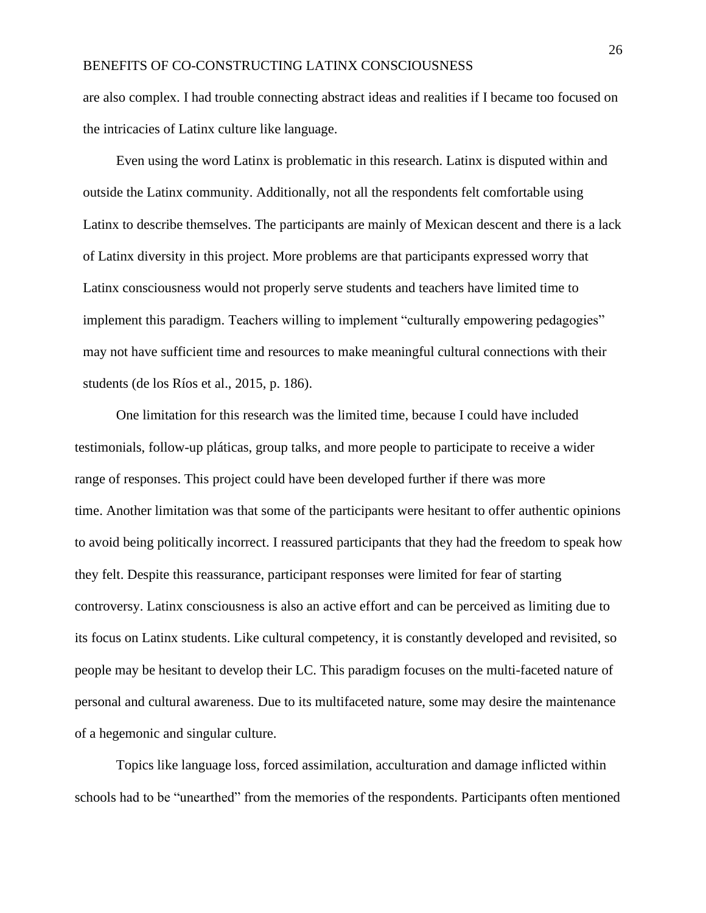are also complex. I had trouble connecting abstract ideas and realities if I became too focused on the intricacies of Latinx culture like language.

Even using the word Latinx is problematic in this research. Latinx is disputed within and outside the Latinx community. Additionally, not all the respondents felt comfortable using Latinx to describe themselves. The participants are mainly of Mexican descent and there is a lack of Latinx diversity in this project. More problems are that participants expressed worry that Latinx consciousness would not properly serve students and teachers have limited time to implement this paradigm. Teachers willing to implement "culturally empowering pedagogies" may not have sufficient time and resources to make meaningful cultural connections with their students (de los Ríos et al., 2015, p. 186).

One limitation for this research was the limited time, because I could have included testimonials, follow-up pláticas, group talks, and more people to participate to receive a wider range of responses. This project could have been developed further if there was more time. Another limitation was that some of the participants were hesitant to offer authentic opinions to avoid being politically incorrect. I reassured participants that they had the freedom to speak how they felt. Despite this reassurance, participant responses were limited for fear of starting controversy. Latinx consciousness is also an active effort and can be perceived as limiting due to its focus on Latinx students. Like cultural competency, it is constantly developed and revisited, so people may be hesitant to develop their LC. This paradigm focuses on the multi-faceted nature of personal and cultural awareness. Due to its multifaceted nature, some may desire the maintenance of a hegemonic and singular culture.

Topics like language loss, forced assimilation, acculturation and damage inflicted within schools had to be "unearthed" from the memories of the respondents. Participants often mentioned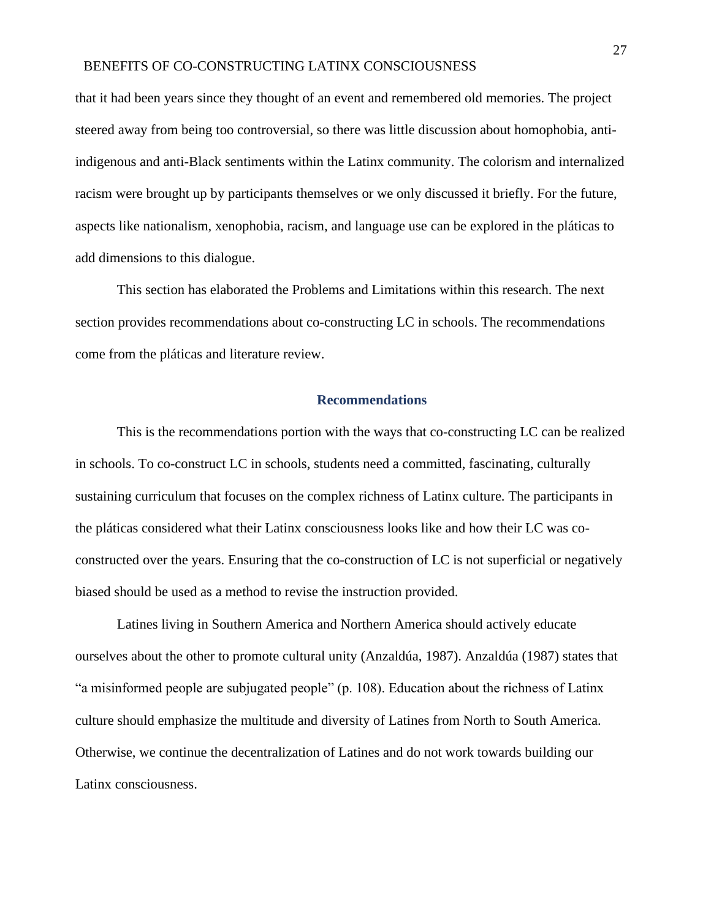that it had been years since they thought of an event and remembered old memories. The project steered away from being too controversial, so there was little discussion about homophobia, anti-indigenous and anti-Black sentiments within the Latinx community. The colorism and internalized racism were brought up by participants themselves or we only discussed it briefly. For the future, aspects like nationalism, xenophobia, racism, and language use can be explored in the pláticas to add dimensions to this dialogue.

This section has elaborated the Problems and Limitations within this research. The next section provides recommendations about co-constructing LC in schools. The recommendations come from the pláticas and literature review.

## Recommendations

This is the recommendations portion with the ways that co-constructing LC can be realized in schools. To co-construct LC in schools, students need a committed, fascinating, culturally sustaining curriculum that focuses on the complex richness of Latinx culture. The participants in the pláticas considered what their Latinx consciousness looks like and how their LC was co-constructed over the years. Ensuring that the co-construction of LC is not superficial or negatively biased should be used as a method to revise the instruction provided.

Latines living in Southern America and Northern America should actively educate ourselves about the other to promote cultural unity (Anzaldúa, 1987). Anzaldúa (1987) states that "a misinformed people are subjugated people" (p. 108). Education about the richness of Latinx culture should emphasize the multitude and diversity of Latines from North to South America. Otherwise, we continue the decentralization of Latines and do not work towards building our Latinx consciousness.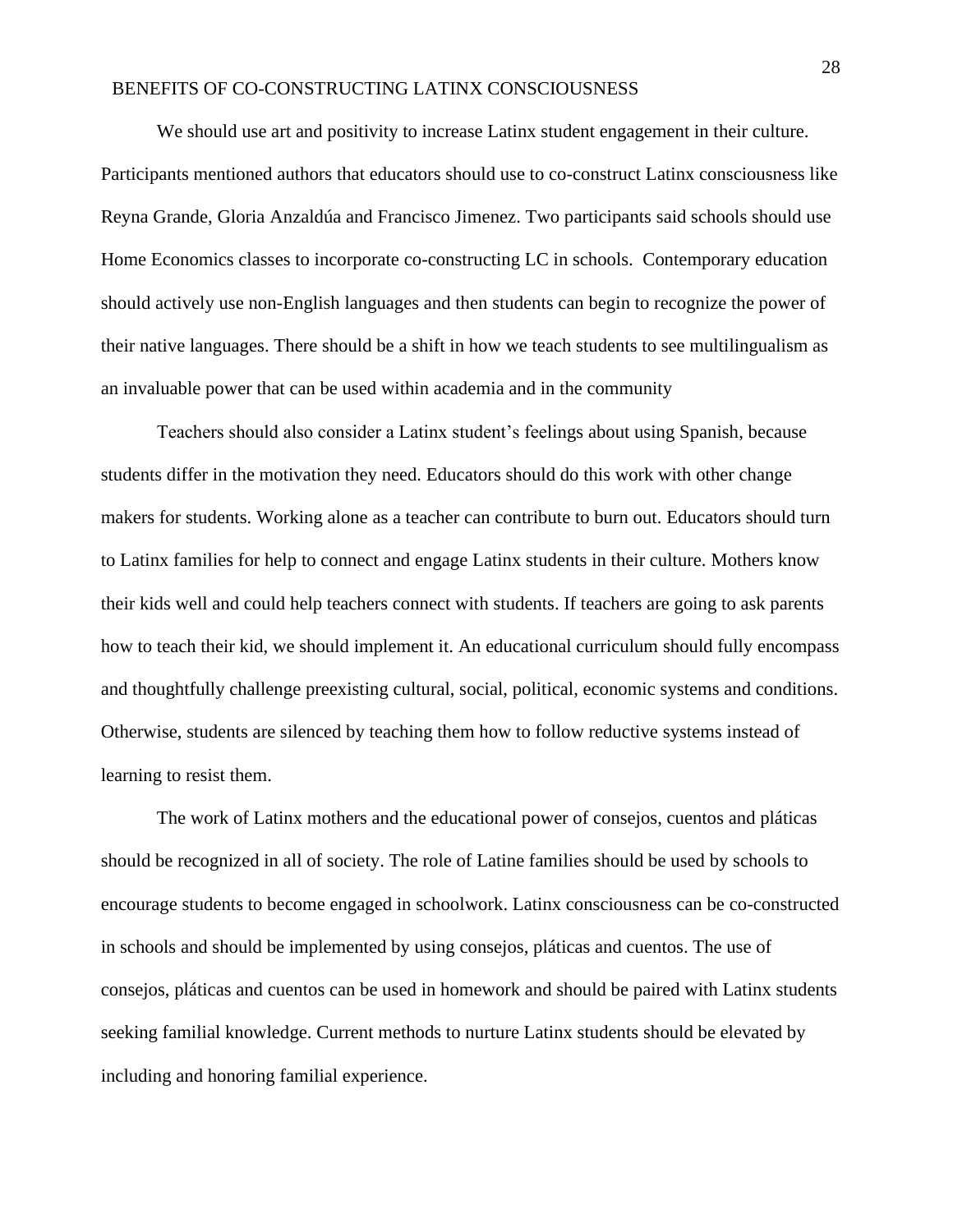We should use art and positivity to increase Latinx student engagement in their culture. Participants mentioned authors that educators should use to co-construct Latinx consciousness like Reyna Grande, Gloria Anzaldúa and Francisco Jimenez. Two participants said schools should use Home Economics classes to incorporate co-constructing LC in schools. Contemporary education should actively use non-English languages and then students can begin to recognize the power of their native languages. There should be a shift in how we teach students to see multilingualism as an invaluable power that can be used within academia and in the community

Teachers should also consider a Latinx student's feelings about using Spanish, because students differ in the motivation they need. Educators should do this work with other change makers for students. Working alone as a teacher can contribute to burn out. Educators should turn to Latinx families for help to connect and engage Latinx students in their culture. Mothers know their kids well and could help teachers connect with students. If teachers are going to ask parents how to teach their kid, we should implement it. An educational curriculum should fully encompass and thoughtfully challenge preexisting cultural, social, political, economic systems and conditions. Otherwise, students are silenced by teaching them how to follow reductive systems instead of learning to resist them.

The work of Latinx mothers and the educational power of consejos, cuentos and pláticas should be recognized in all of society. The role of Latine families should be used by schools to encourage students to become engaged in schoolwork. Latinx consciousness can be co-constructed in schools and should be implemented by using consejos, pláticas and cuentos. The use of consejos, pláticas and cuentos can be used in homework and should be paired with Latinx students seeking familial knowledge. Current methods to nurture Latinx students should be elevated by including and honoring familial experience.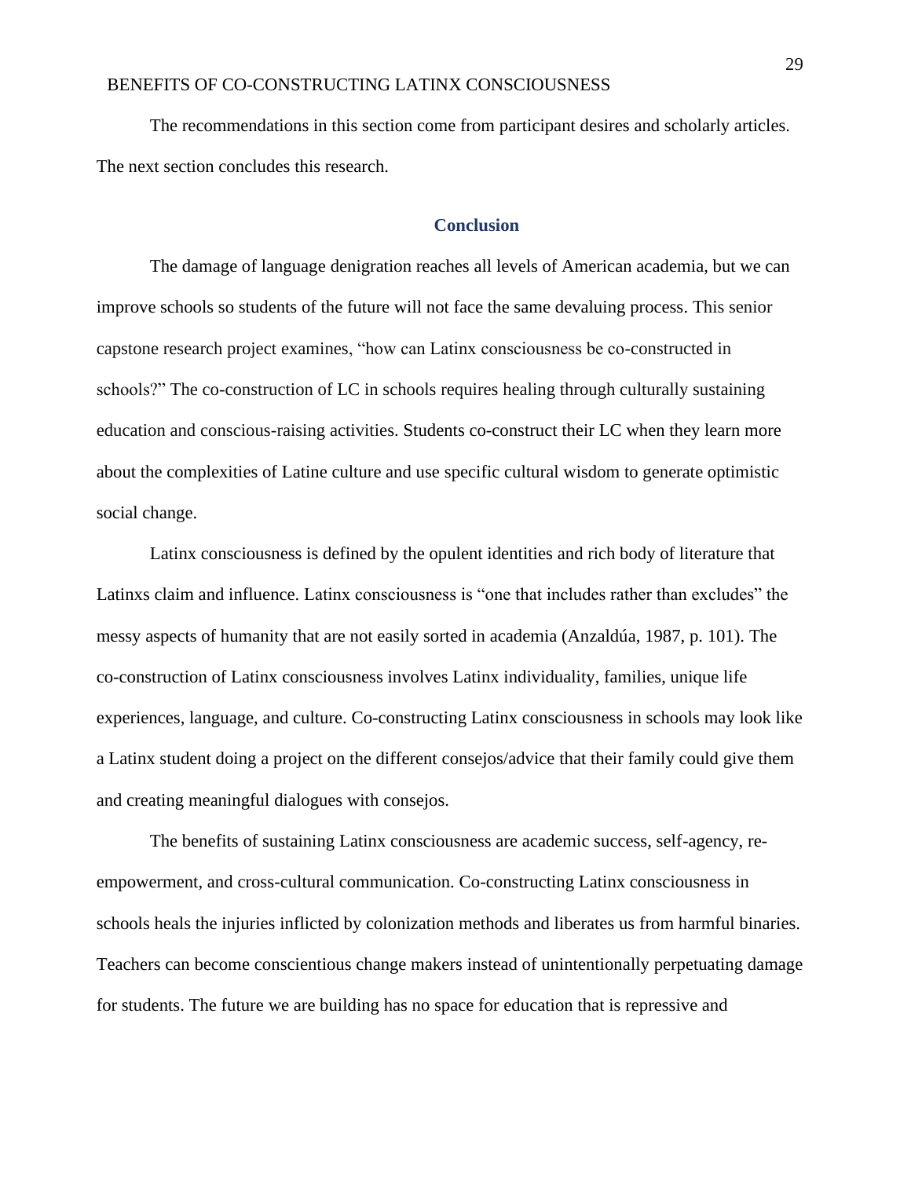The recommendations in this section come from participant desires and scholarly articles. The next section concludes this research.

## Conclusion

The damage of language denigration reaches all levels of American academia, but we can improve schools so students of the future will not face the same devaluing process. This senior capstone research project examines, "how can Latinx consciousness be co-constructed in schools?" The co-construction of LC in schools requires healing through culturally sustaining education and conscious-raising activities. Students co-construct their LC when they learn more about the complexities of Latine culture and use specific cultural wisdom to generate optimistic social change.

Latinx consciousness is defined by the opulent identities and rich body of literature that Latinxs claim and influence. Latinx consciousness is "one that includes rather than excludes" the messy aspects of humanity that are not easily sorted in academia (Anzaldúa, 1987, p. 101). The co-construction of Latinx consciousness involves Latinx individuality, families, unique life experiences, language, and culture. Co-constructing Latinx consciousness in schools may look like a Latinx student doing a project on the different consejos/advice that their family could give them and creating meaningful dialogues with consejos.

The benefits of sustaining Latinx consciousness are academic success, self-agency, re-empowerment, and cross-cultural communication. Co-constructing Latinx consciousness in schools heals the injuries inflicted by colonization methods and liberates us from harmful binaries. Teachers can become conscientious change makers instead of unintentionally perpetuating damage for students. The future we are building has no space for education that is repressive and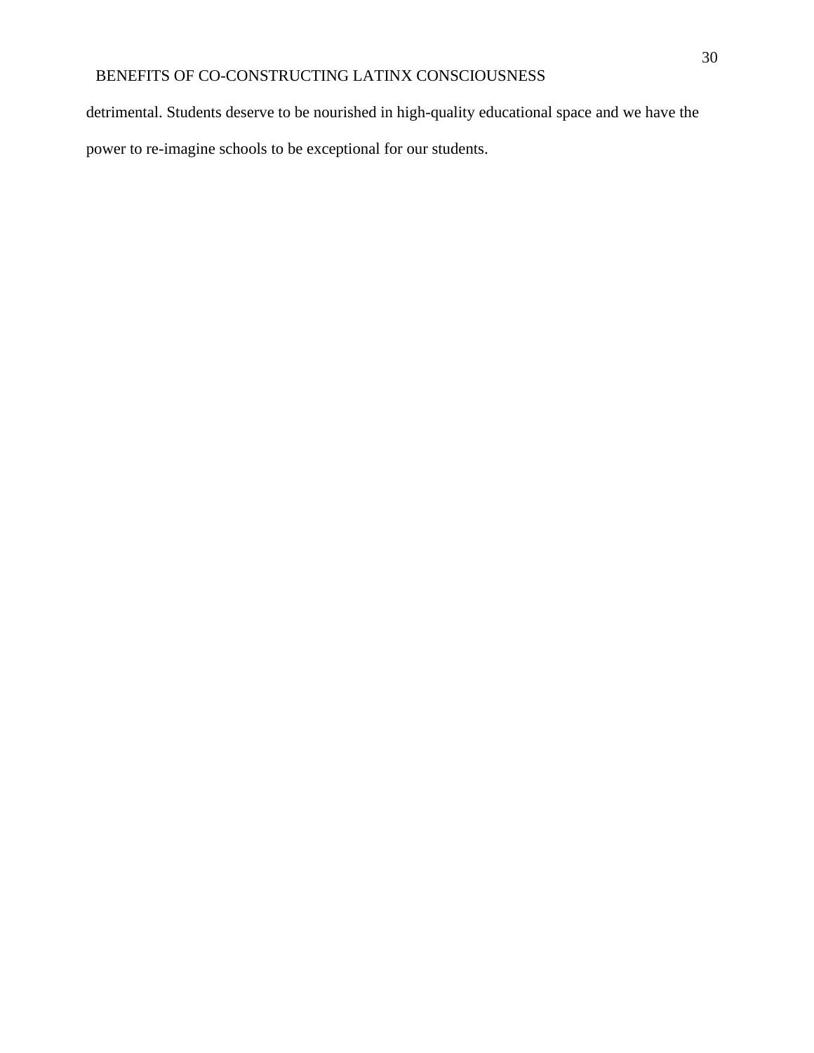detrimental. Students deserve to be nourished in high-quality educational space and we have the power to re-imagine schools to be exceptional for our students.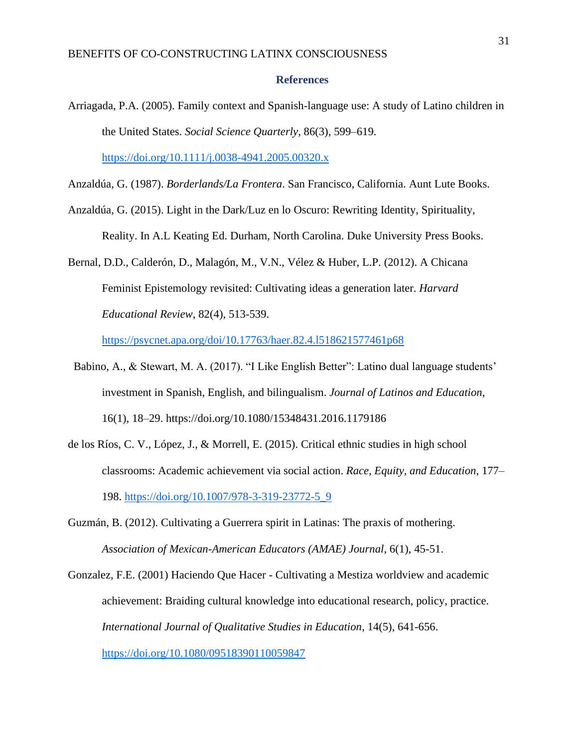## References

Arriagada, P.A. (2005). Family context and Spanish-language use: A study of Latino children in the United States. *Social Science Quarterly*, 86(3), 599–619. https://doi.org/10.1111/j.0038-4941.2005.00320.x

Anzaldúa, G. (1987). *Borderlands/La Frontera*. San Francisco, California. Aunt Lute Books.

Anzaldúa, G. (2015). Light in the Dark/Luz en lo Oscuro: Rewriting Identity, Spirituality, Reality. In A.L Keating Ed. Durham, North Carolina. Duke University Press Books.

Bernal, D.D., Calderón, D., Malagón, M., V.N., Vélez & Huber, L.P. (2012). A Chicana Feminist Epistemology revisited: Cultivating ideas a generation later. *Harvard Educational Review*, 82(4), 513-539. https://psycnet.apa.org/doi/10.17763/haer.82.4.l518621577461p68

Babino, A., & Stewart, M. A. (2017). "I Like English Better": Latino dual language students' investment in Spanish, English, and bilingualism. *Journal of Latinos and Education*, 16(1), 18–29. https://doi.org/10.1080/15348431.2016.1179186

de los Ríos, C. V., López, J., & Morrell, E. (2015). Critical ethnic studies in high school classrooms: Academic achievement via social action. *Race, Equity, and Education*, 177–198. https://doi.org/10.1007/978-3-319-23772-5_9

Guzmán, B. (2012). Cultivating a Guerrera spirit in Latinas: The praxis of mothering. *Association of Mexican-American Educators (AMAE) Journal*, 6(1), 45-51.

Gonzalez, F.E. (2001) Haciendo Que Hacer - Cultivating a Mestiza worldview and academic achievement: Braiding cultural knowledge into educational research, policy, practice. *International Journal of Qualitative Studies in Education*, 14(5), 641-656. https://doi.org/10.1080/09518390110059847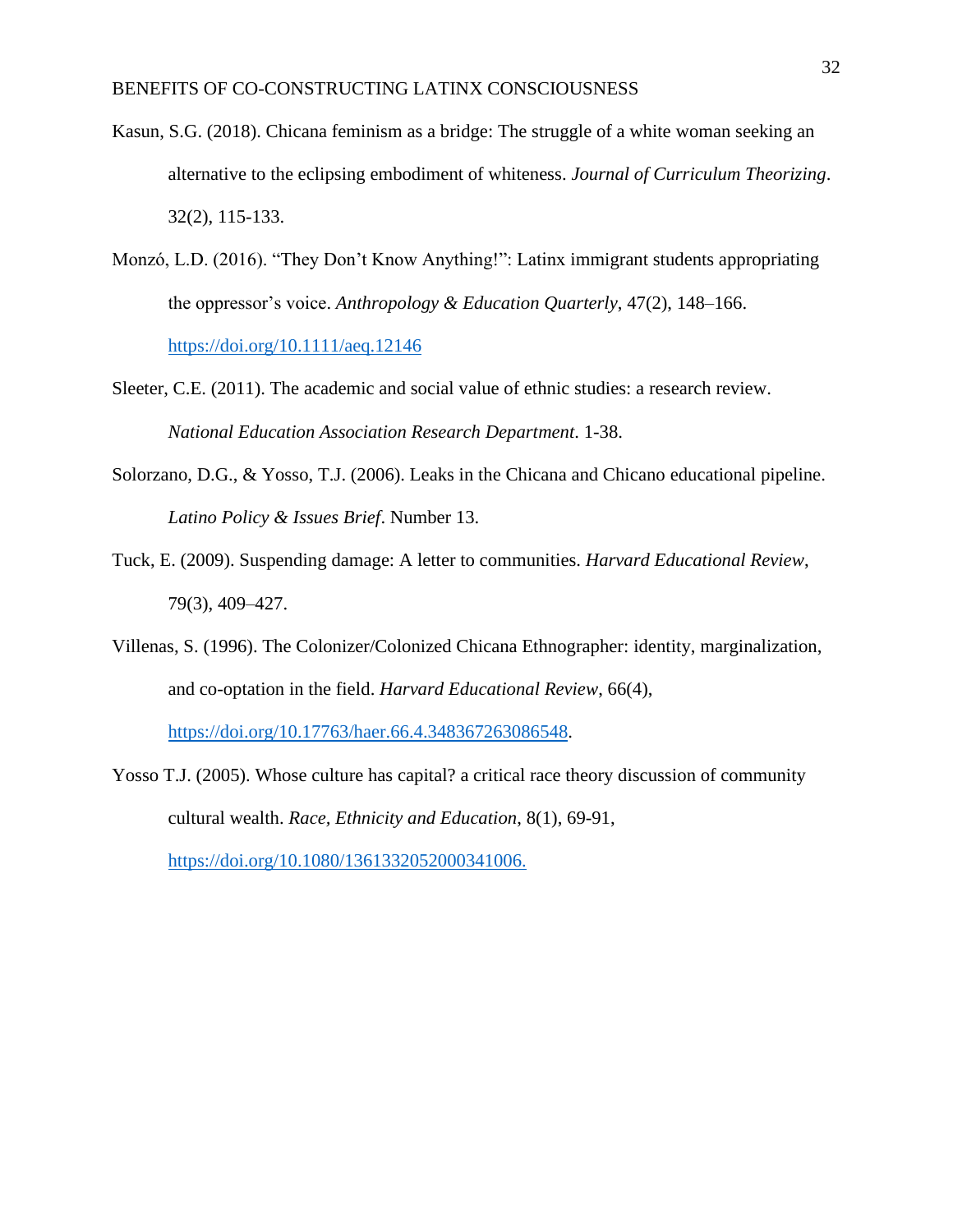Kasun, S.G. (2018). Chicana feminism as a bridge: The struggle of a white woman seeking an alternative to the eclipsing embodiment of whiteness. *Journal of Curriculum Theorizing*. 32(2), 115-133.

Monzó, L.D. (2016). "They Don't Know Anything!": Latinx immigrant students appropriating the oppressor's voice. *Anthropology & Education Quarterly*, 47(2), 148–166. https://doi.org/10.1111/aeq.12146

Sleeter, C.E. (2011). The academic and social value of ethnic studies: a research review. *National Education Association Research Department*. 1-38.

Solorzano, D.G., & Yosso, T.J. (2006). Leaks in the Chicana and Chicano educational pipeline. *Latino Policy & Issues Brief*. Number 13.

Tuck, E. (2009). Suspending damage: A letter to communities. *Harvard Educational Review*, 79(3), 409–427.

Villenas, S. (1996). The Colonizer/Colonized Chicana Ethnographer: identity, marginalization, and co-optation in the field. *Harvard Educational Review*, 66(4), https://doi.org/10.17763/haer.66.4.348367263086548.

Yosso T.J. (2005). Whose culture has capital? a critical race theory discussion of community cultural wealth. *Race, Ethnicity and Education*, 8(1), 69-91, https://doi.org/10.1080/1361332052000341006.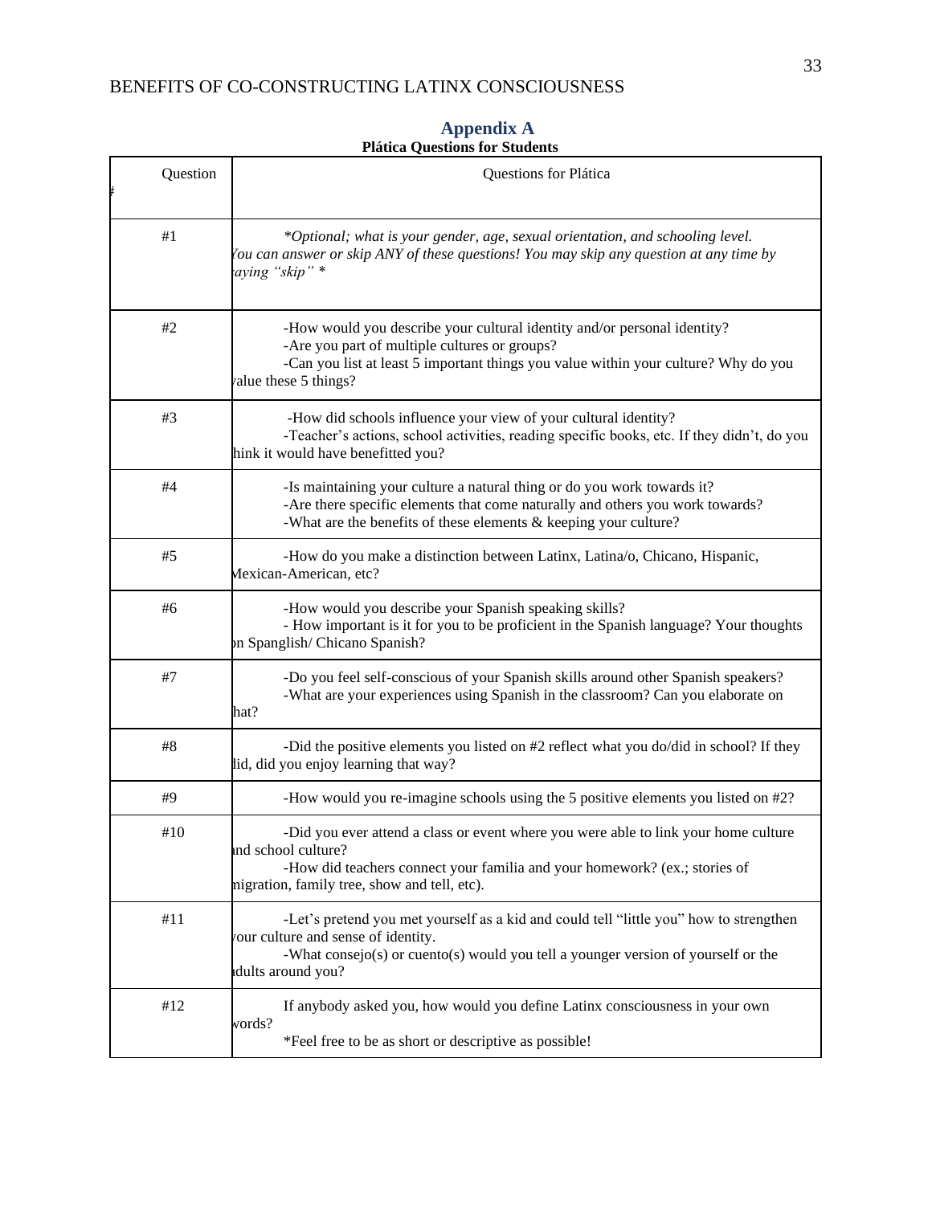## Appendix A

**Plática Questions for Students**

| Question # | Questions for Plática |
|---|---|
| #1 | *\*Optional; what is your gender, age, sexual orientation, and schooling level. You can answer or skip ANY of these questions! You may skip any question at any time by saying "skip" \** |
| #2 | -How would you describe your cultural identity and/or personal identity?<br>-Are you part of multiple cultures or groups?<br>-Can you list at least 5 important things you value within your culture? Why do you value these 5 things? |
| #3 | -How did schools influence your view of your cultural identity?<br>-Teacher's actions, school activities, reading specific books, etc. If they didn't, do you think it would have benefitted you? |
| #4 | -Is maintaining your culture a natural thing or do you work towards it?<br>-Are there specific elements that come naturally and others you work towards?<br>-What are the benefits of these elements & keeping your culture? |
| #5 | -How do you make a distinction between Latinx, Latina/o, Chicano, Hispanic, Mexican-American, etc? |
| #6 | -How would you describe your Spanish speaking skills?<br>- How important is it for you to be proficient in the Spanish language? Your thoughts on Spanglish/ Chicano Spanish? |
| #7 | -Do you feel self-conscious of your Spanish skills around other Spanish speakers?<br>-What are your experiences using Spanish in the classroom? Can you elaborate on that? |
| #8 | -Did the positive elements you listed on #2 reflect what you do/did in school? If they did, did you enjoy learning that way? |
| #9 | -How would you re-imagine schools using the 5 positive elements you listed on #2? |
| #10 | -Did you ever attend a class or event where you were able to link your home culture and school culture?<br>-How did teachers connect your familia and your homework? (ex.; stories of migration, family tree, show and tell, etc). |
| #11 | -Let's pretend you met yourself as a kid and could tell "little you" how to strengthen your culture and sense of identity.<br>-What consejo(s) or cuento(s) would you tell a younger version of yourself or the adults around you? |
| #12 | If anybody asked you, how would you define Latinx consciousness in your own words?<br>*Feel free to be as short or descriptive as possible! |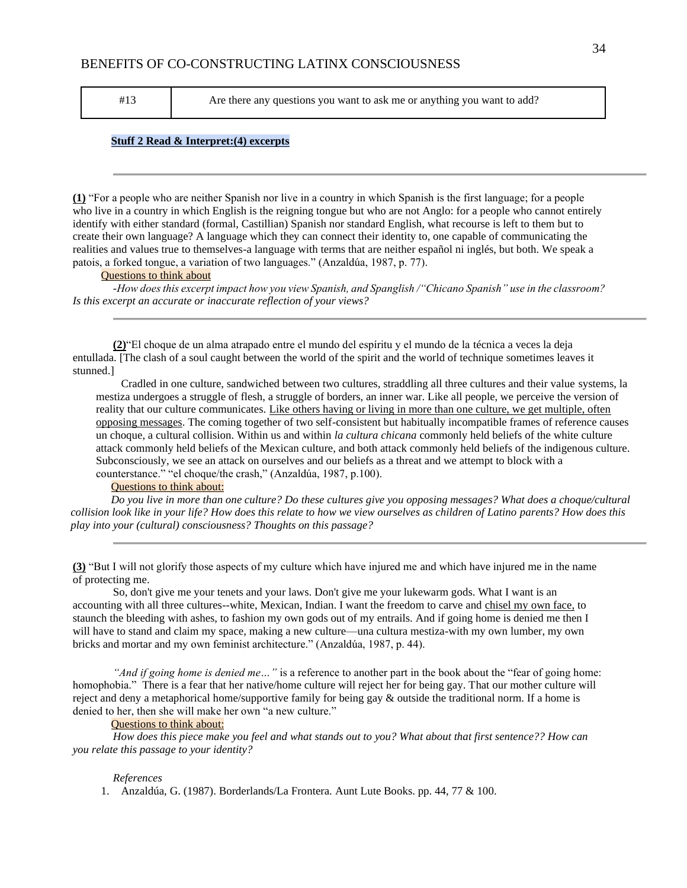| #13 | Are there any questions you want to ask me or anything you want to add? |
|---|---|

**Stuff 2 Read & Interpret:(4) excerpts**

---

**(1)** "For a people who are neither Spanish nor live in a country in which Spanish is the first language; for a people who live in a country in which English is the reigning tongue but who are not Anglo: for a people who cannot entirely identify with either standard (formal, Castillian) Spanish nor standard English, what recourse is left to them but to create their own language? A language which they can connect their identity to, one capable of communicating the realities and values true to themselves-a language with terms that are neither español ni inglés, but both. We speak a patois, a forked tongue, a variation of two languages." (Anzaldúa, 1987, p. 77).

Questions to think about

*-How does this excerpt impact how you view Spanish, and Spanglish /"Chicano Spanish" use in the classroom? Is this excerpt an accurate or inaccurate reflection of your views?*

---

**(2)**"El choque de un alma atrapado entre el mundo del espíritu y el mundo de la técnica a veces la deja entullada. [The clash of a soul caught between the world of the spirit and the world of technique sometimes leaves it stunned.]

> Cradled in one culture, sandwiched between two cultures, straddling all three cultures and their value systems, la mestiza undergoes a struggle of flesh, a struggle of borders, an inner war. Like all people, we perceive the version of reality that our culture communicates. Like others having or living in more than one culture, we get multiple, often opposing messages. The coming together of two self-consistent but habitually incompatible frames of reference causes un choque, a cultural collision. Within us and within *la cultura chicana* commonly held beliefs of the white culture attack commonly held beliefs of the Mexican culture, and both attack commonly held beliefs of the indigenous culture. Subconsciously, we see an attack on ourselves and our beliefs as a threat and we attempt to block with a counterstance." "el choque/the crash," (Anzaldúa, 1987, p.100).

Questions to think about:

*Do you live in more than one culture? Do these cultures give you opposing messages? What does a choque/cultural collision look like in your life? How does this relate to how we view ourselves as children of Latino parents? How does this play into your (cultural) consciousness? Thoughts on this passage?*

---

**(3)** "But I will not glorify those aspects of my culture which have injured me and which have injured me in the name of protecting me.

So, don't give me your tenets and your laws. Don't give me your lukewarm gods. What I want is an accounting with all three cultures--white, Mexican, Indian. I want the freedom to carve and chisel my own face, to staunch the bleeding with ashes, to fashion my own gods out of my entrails. And if going home is denied me then I will have to stand and claim my space, making a new culture—una cultura mestiza-with my own lumber, my own bricks and mortar and my own feminist architecture." (Anzaldúa, 1987, p. 44).

*"And if going home is denied me…"* is a reference to another part in the book about the "fear of going home: homophobia." There is a fear that her native/home culture will reject her for being gay. That our mother culture will reject and deny a metaphorical home/supportive family for being gay & outside the traditional norm. If a home is denied to her, then she will make her own "a new culture."

Questions to think about:

*How does this piece make you feel and what stands out to you? What about that first sentence?? How can you relate this passage to your identity?*

*References*

1. Anzaldúa, G. (1987). Borderlands/La Frontera. Aunt Lute Books. pp. 44, 77 & 100.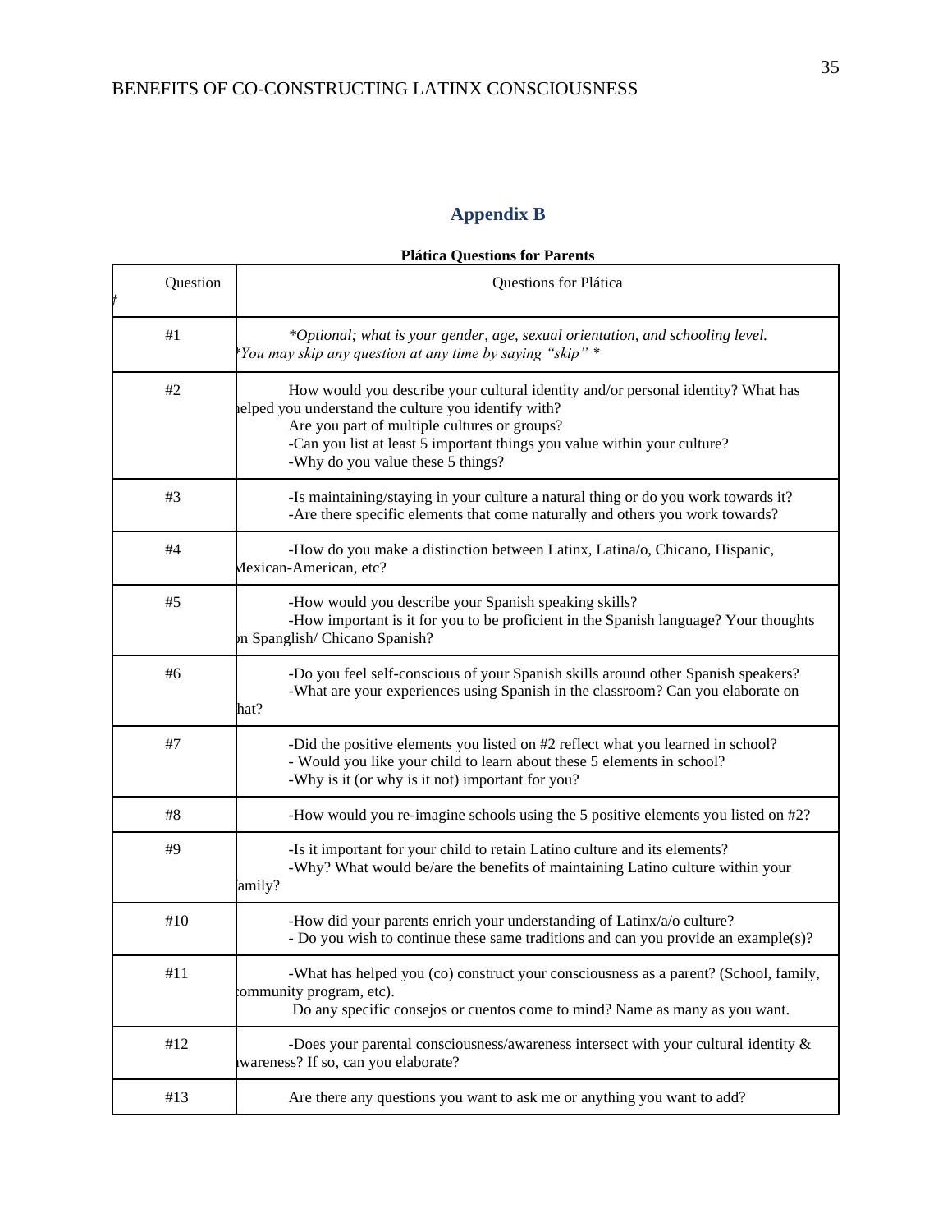## Appendix B

**Plática Questions for Parents**

| Question # | Questions for Plática |
|---|---|
| #1 | *\*Optional; what is your gender, age, sexual orientation, and schooling level. \*You may skip any question at any time by saying "skip" \** |
| #2 | How would you describe your cultural identity and/or personal identity? What has helped you understand the culture you identify with?<br>Are you part of multiple cultures or groups?<br>-Can you list at least 5 important things you value within your culture?<br>-Why do you value these 5 things? |
| #3 | -Is maintaining/staying in your culture a natural thing or do you work towards it?<br>-Are there specific elements that come naturally and others you work towards? |
| #4 | -How do you make a distinction between Latinx, Latina/o, Chicano, Hispanic, Mexican-American, etc? |
| #5 | -How would you describe your Spanish speaking skills?<br>-How important is it for you to be proficient in the Spanish language? Your thoughts on Spanglish/ Chicano Spanish? |
| #6 | -Do you feel self-conscious of your Spanish skills around other Spanish speakers?<br>-What are your experiences using Spanish in the classroom? Can you elaborate on that? |
| #7 | -Did the positive elements you listed on #2 reflect what you learned in school?<br>- Would you like your child to learn about these 5 elements in school?<br>-Why is it (or why is it not) important for you? |
| #8 | -How would you re-imagine schools using the 5 positive elements you listed on #2? |
| #9 | -Is it important for your child to retain Latino culture and its elements?<br>-Why? What would be/are the benefits of maintaining Latino culture within your family? |
| #10 | -How did your parents enrich your understanding of Latinx/a/o culture?<br>- Do you wish to continue these same traditions and can you provide an example(s)? |
| #11 | -What has helped you (co) construct your consciousness as a parent? (School, family, community program, etc).<br>Do any specific consejos or cuentos come to mind? Name as many as you want. |
| #12 | -Does your parental consciousness/awareness intersect with your cultural identity & awareness? If so, can you elaborate? |
| #13 | Are there any questions you want to ask me or anything you want to add? |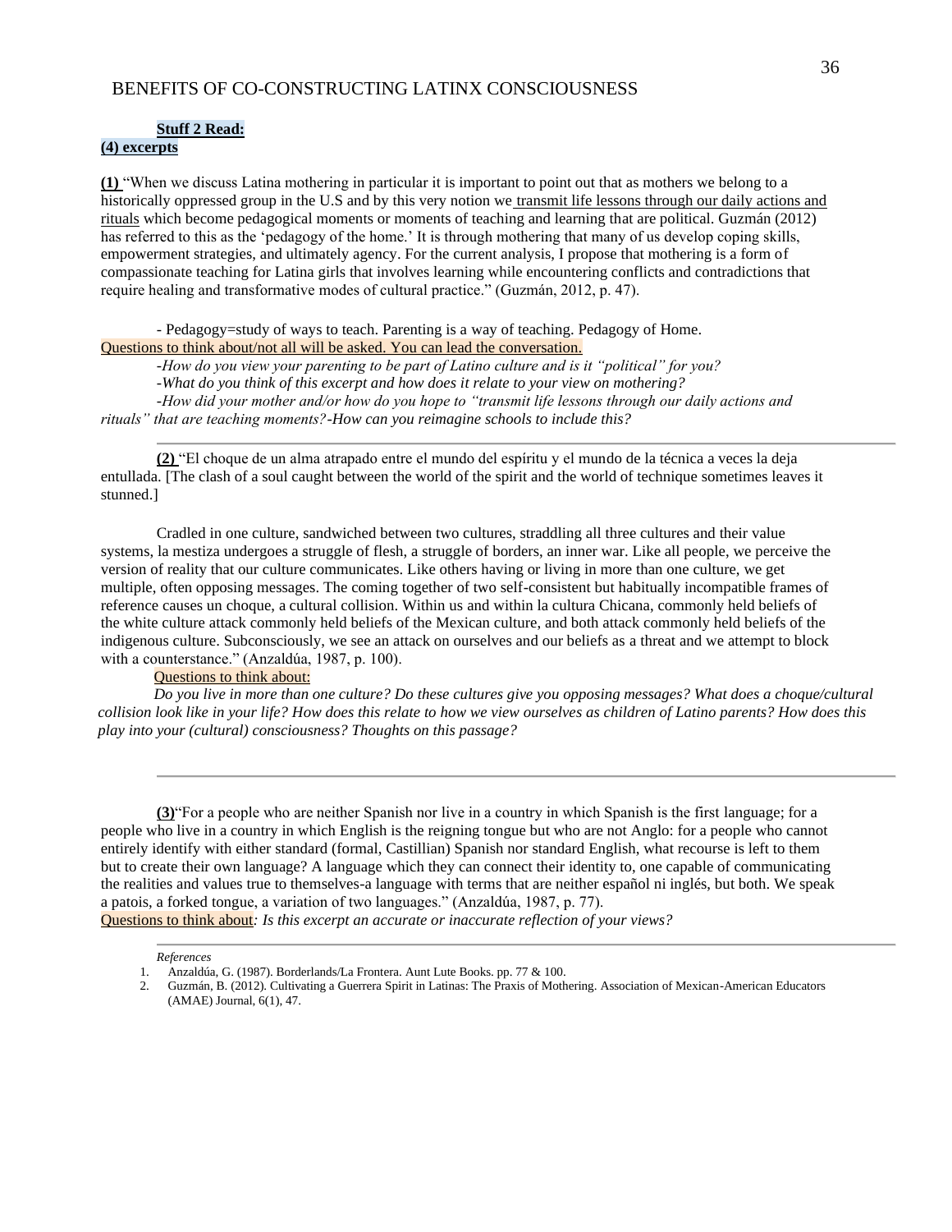**Stuff 2 Read:**
**(4) excerpts**

**(1)** "When we discuss Latina mothering in particular it is important to point out that as mothers we belong to a historically oppressed group in the U.S and by this very notion we transmit life lessons through our daily actions and rituals which become pedagogical moments or moments of teaching and learning that are political. Guzmán (2012) has referred to this as the 'pedagogy of the home.' It is through mothering that many of us develop coping skills, empowerment strategies, and ultimately agency. For the current analysis, I propose that mothering is a form of compassionate teaching for Latina girls that involves learning while encountering conflicts and contradictions that require healing and transformative modes of cultural practice." (Guzmán, 2012, p. 47).

- Pedagogy=study of ways to teach. Parenting is a way of teaching. Pedagogy of Home.

Questions to think about/not all will be asked. You can lead the conversation.

*-How do you view your parenting to be part of Latino culture and is it "political" for you?*

*-What do you think of this excerpt and how does it relate to your view on mothering?*

*-How did your mother and/or how do you hope to "transmit life lessons through our daily actions and rituals" that are teaching moments?-How can you reimagine schools to include this?*

---

**(2)** "El choque de un alma atrapado entre el mundo del espíritu y el mundo de la técnica a veces la deja entullada. [The clash of a soul caught between the world of the spirit and the world of technique sometimes leaves it stunned.]

Cradled in one culture, sandwiched between two cultures, straddling all three cultures and their value systems, la mestiza undergoes a struggle of flesh, a struggle of borders, an inner war. Like all people, we perceive the version of reality that our culture communicates. Like others having or living in more than one culture, we get multiple, often opposing messages. The coming together of two self-consistent but habitually incompatible frames of reference causes un choque, a cultural collision. Within us and within la cultura Chicana, commonly held beliefs of the white culture attack commonly held beliefs of the Mexican culture, and both attack commonly held beliefs of the indigenous culture. Subconsciously, we see an attack on ourselves and our beliefs as a threat and we attempt to block with a counterstance." (Anzaldúa, 1987, p. 100).

Questions to think about:

*Do you live in more than one culture? Do these cultures give you opposing messages? What does a choque/cultural collision look like in your life? How does this relate to how we view ourselves as children of Latino parents? How does this play into your (cultural) consciousness? Thoughts on this passage?*

---

**(3)**"For a people who are neither Spanish nor live in a country in which Spanish is the first language; for a people who live in a country in which English is the reigning tongue but who are not Anglo: for a people who cannot entirely identify with either standard (formal, Castillian) Spanish nor standard English, what recourse is left to them but to create their own language? A language which they can connect their identity to, one capable of communicating the realities and values true to themselves-a language with terms that are neither español ni inglés, but both. We speak a patois, a forked tongue, a variation of two languages." (Anzaldúa, 1987, p. 77).

Questions to think about*: Is this excerpt an accurate or inaccurate reflection of your views?*

---

*References*

1. Anzaldúa, G. (1987). Borderlands/La Frontera. Aunt Lute Books. pp. 77 & 100.
2. Guzmán, B. (2012). Cultivating a Guerrera Spirit in Latinas: The Praxis of Mothering. Association of Mexican-American Educators (AMAE) Journal, 6(1), 47.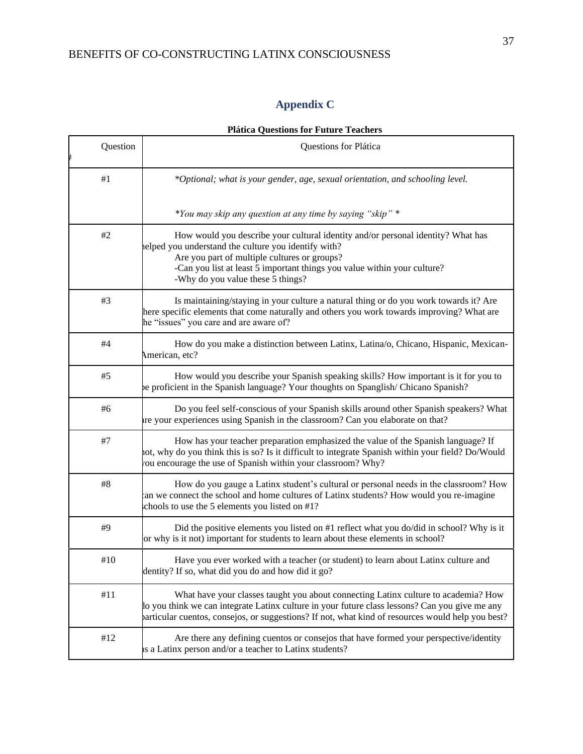## Appendix C

**Plática Questions for Future Teachers**

| Question # | Questions for Plática |
|---|---|
| #1 | *\*Optional; what is your gender, age, sexual orientation, and schooling level.* <br><br> *\*You may skip any question at any time by saying "skip" \** |
| #2 | How would you describe your cultural identity and/or personal identity? What has helped you understand the culture you identify with? <br> Are you part of multiple cultures or groups? <br> -Can you list at least 5 important things you value within your culture? <br> -Why do you value these 5 things? |
| #3 | Is maintaining/staying in your culture a natural thing or do you work towards it? Are there specific elements that come naturally and others you work towards improving? What are the "issues" you care and are aware of? |
| #4 | How do you make a distinction between Latinx, Latina/o, Chicano, Hispanic, Mexican-American, etc? |
| #5 | How would you describe your Spanish speaking skills? How important is it for you to be proficient in the Spanish language? Your thoughts on Spanglish/ Chicano Spanish? |
| #6 | Do you feel self-conscious of your Spanish skills around other Spanish speakers? What are your experiences using Spanish in the classroom? Can you elaborate on that? |
| #7 | How has your teacher preparation emphasized the value of the Spanish language? If not, why do you think this is so? Is it difficult to integrate Spanish within your field? Do/Would you encourage the use of Spanish within your classroom? Why? |
| #8 | How do you gauge a Latinx student's cultural or personal needs in the classroom? How can we connect the school and home cultures of Latinx students? How would you re-imagine schools to use the 5 elements you listed on #1? |
| #9 | Did the positive elements you listed on #1 reflect what you do/did in school? Why is it (or why is it not) important for students to learn about these elements in school? |
| #10 | Have you ever worked with a teacher (or student) to learn about Latinx culture and identity? If so, what did you do and how did it go? |
| #11 | What have your classes taught you about connecting Latinx culture to academia? How do you think we can integrate Latinx culture in your future class lessons? Can you give me any particular cuentos, consejos, or suggestions? If not, what kind of resources would help you best? |
| #12 | Are there any defining cuentos or consejos that have formed your perspective/identity as a Latinx person and/or a teacher to Latinx students? |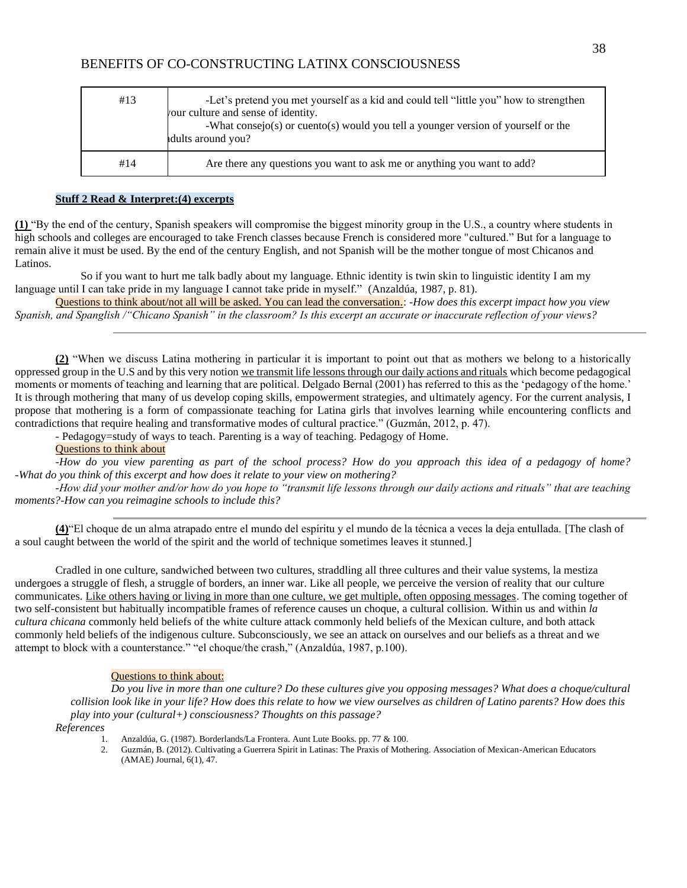| #13 | -Let's pretend you met yourself as a kid and could tell "little you" how to strengthen your culture and sense of identity.<br>-What consejo(s) or cuento(s) would you tell a younger version of yourself or the adults around you? |
|---|---|
| #14 | Are there any questions you want to ask me or anything you want to add? |

**Stuff 2 Read & Interpret:(4) excerpts**

**(1)** "By the end of the century, Spanish speakers will compromise the biggest minority group in the U.S., a country where students in high schools and colleges are encouraged to take French classes because French is considered more "cultured." But for a language to remain alive it must be used. By the end of the century English, and not Spanish will be the mother tongue of most Chicanos and Latinos.

So if you want to hurt me talk badly about my language. Ethnic identity is twin skin to linguistic identity I am my language until I can take pride in my language I cannot take pride in myself." (Anzaldúa, 1987, p. 81).

Questions to think about/not all will be asked. You can lead the conversation.: *-How does this excerpt impact how you view Spanish, and Spanglish /"Chicano Spanish" in the classroom? Is this excerpt an accurate or inaccurate reflection of your views?*

---

**(2)** "When we discuss Latina mothering in particular it is important to point out that as mothers we belong to a historically oppressed group in the U.S and by this very notion we transmit life lessons through our daily actions and rituals which become pedagogical moments or moments of teaching and learning that are political. Delgado Bernal (2001) has referred to this as the 'pedagogy of the home.' It is through mothering that many of us develop coping skills, empowerment strategies, and ultimately agency. For the current analysis, I propose that mothering is a form of compassionate teaching for Latina girls that involves learning while encountering conflicts and contradictions that require healing and transformative modes of cultural practice." (Guzmán, 2012, p. 47).

- Pedagogy=study of ways to teach. Parenting is a way of teaching. Pedagogy of Home.

Questions to think about

*-How do you view parenting as part of the school process? How do you approach this idea of a pedagogy of home? -What do you think of this excerpt and how does it relate to your view on mothering?*

*-How did your mother and/or how do you hope to "transmit life lessons through our daily actions and rituals" that are teaching moments?-How can you reimagine schools to include this?*

---

**(4)**"El choque de un alma atrapado entre el mundo del espíritu y el mundo de la técnica a veces la deja entullada. [The clash of a soul caught between the world of the spirit and the world of technique sometimes leaves it stunned.]

Cradled in one culture, sandwiched between two cultures, straddling all three cultures and their value systems, la mestiza undergoes a struggle of flesh, a struggle of borders, an inner war. Like all people, we perceive the version of reality that our culture communicates. Like others having or living in more than one culture, we get multiple, often opposing messages. The coming together of two self-consistent but habitually incompatible frames of reference causes un choque, a cultural collision. Within us and within *la cultura chicana* commonly held beliefs of the white culture attack commonly held beliefs of the Mexican culture, and both attack commonly held beliefs of the indigenous culture. Subconsciously, we see an attack on ourselves and our beliefs as a threat and we attempt to block with a counterstance." "el choque/the crash," (Anzaldúa, 1987, p.100).

Questions to think about:

*Do you live in more than one culture? Do these cultures give you opposing messages? What does a choque/cultural collision look like in your life? How does this relate to how we view ourselves as children of Latino parents? How does this play into your (cultural+) consciousness? Thoughts on this passage?*

*References*

1. Anzaldúa, G. (1987). Borderlands/La Frontera. Aunt Lute Books. pp. 77 & 100.
2. Guzmán, B. (2012). Cultivating a Guerrera Spirit in Latinas: The Praxis of Mothering. Association of Mexican-American Educators (AMAE) Journal, 6(1), 47.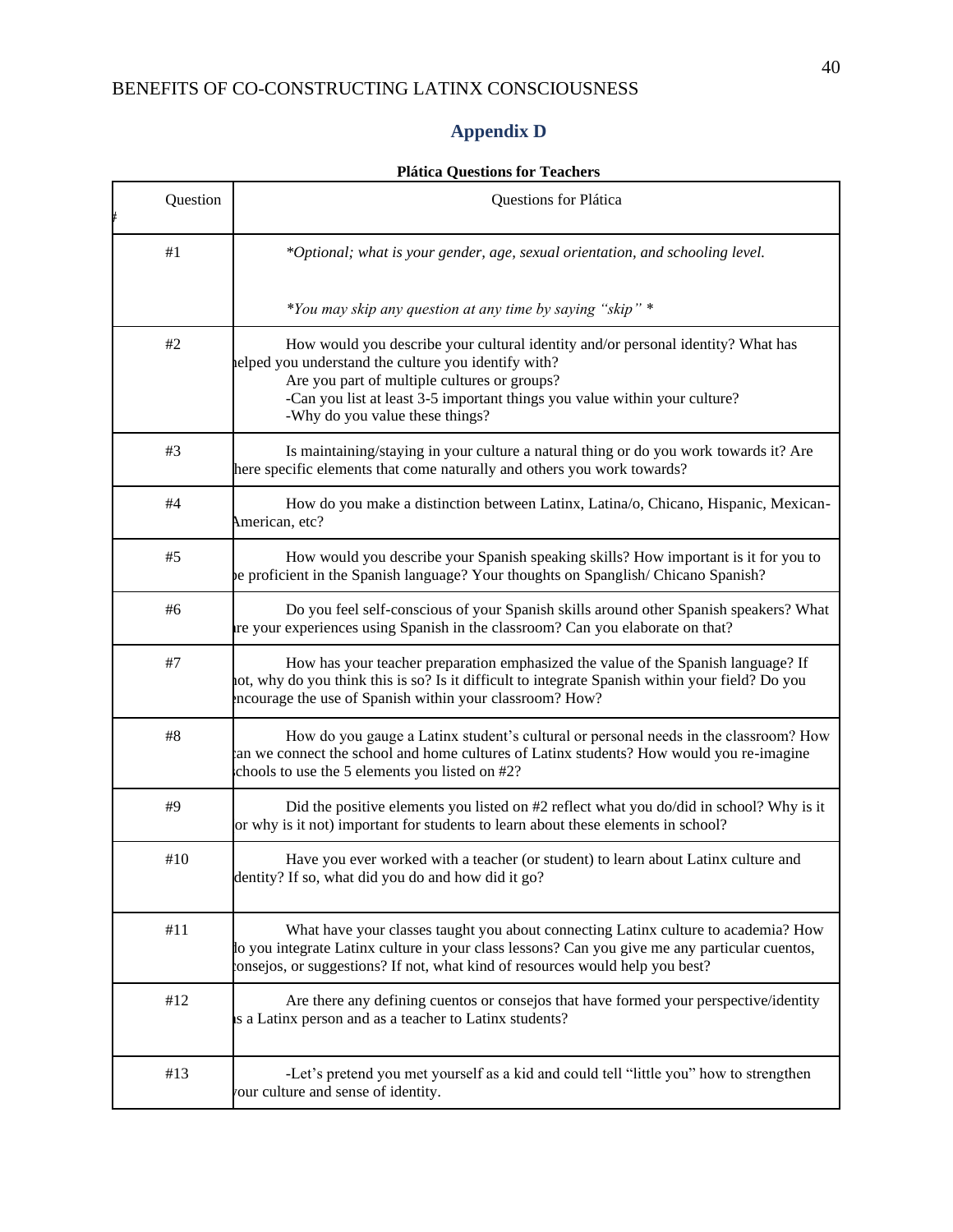## Appendix D

**Plática Questions for Teachers**

| Question # | Questions for Plática |
|---|---|
| #1 | *\*Optional; what is your gender, age, sexual orientation, and schooling level.* <br><br> *\*You may skip any question at any time by saying "skip" \** |
| #2 | How would you describe your cultural identity and/or personal identity? What has helped you understand the culture you identify with? <br> Are you part of multiple cultures or groups? <br> -Can you list at least 3-5 important things you value within your culture? <br> -Why do you value these things? |
| #3 | Is maintaining/staying in your culture a natural thing or do you work towards it? Are there specific elements that come naturally and others you work towards? |
| #4 | How do you make a distinction between Latinx, Latina/o, Chicano, Hispanic, Mexican-American, etc? |
| #5 | How would you describe your Spanish speaking skills? How important is it for you to be proficient in the Spanish language? Your thoughts on Spanglish/ Chicano Spanish? |
| #6 | Do you feel self-conscious of your Spanish skills around other Spanish speakers? What are your experiences using Spanish in the classroom? Can you elaborate on that? |
| #7 | How has your teacher preparation emphasized the value of the Spanish language? If not, why do you think this is so? Is it difficult to integrate Spanish within your field? Do you encourage the use of Spanish within your classroom? How? |
| #8 | How do you gauge a Latinx student's cultural or personal needs in the classroom? How can we connect the school and home cultures of Latinx students? How would you re-imagine schools to use the 5 elements you listed on #2? |
| #9 | Did the positive elements you listed on #2 reflect what you do/did in school? Why is it (or why is it not) important for students to learn about these elements in school? |
| #10 | Have you ever worked with a teacher (or student) to learn about Latinx culture and identity? If so, what did you do and how did it go? |
| #11 | What have your classes taught you about connecting Latinx culture to academia? How do you integrate Latinx culture in your class lessons? Can you give me any particular cuentos, consejos, or suggestions? If not, what kind of resources would help you best? |
| #12 | Are there any defining cuentos or consejos that have formed your perspective/identity as a Latinx person and as a teacher to Latinx students? |
| #13 | -Let's pretend you met yourself as a kid and could tell "little you" how to strengthen your culture and sense of identity. |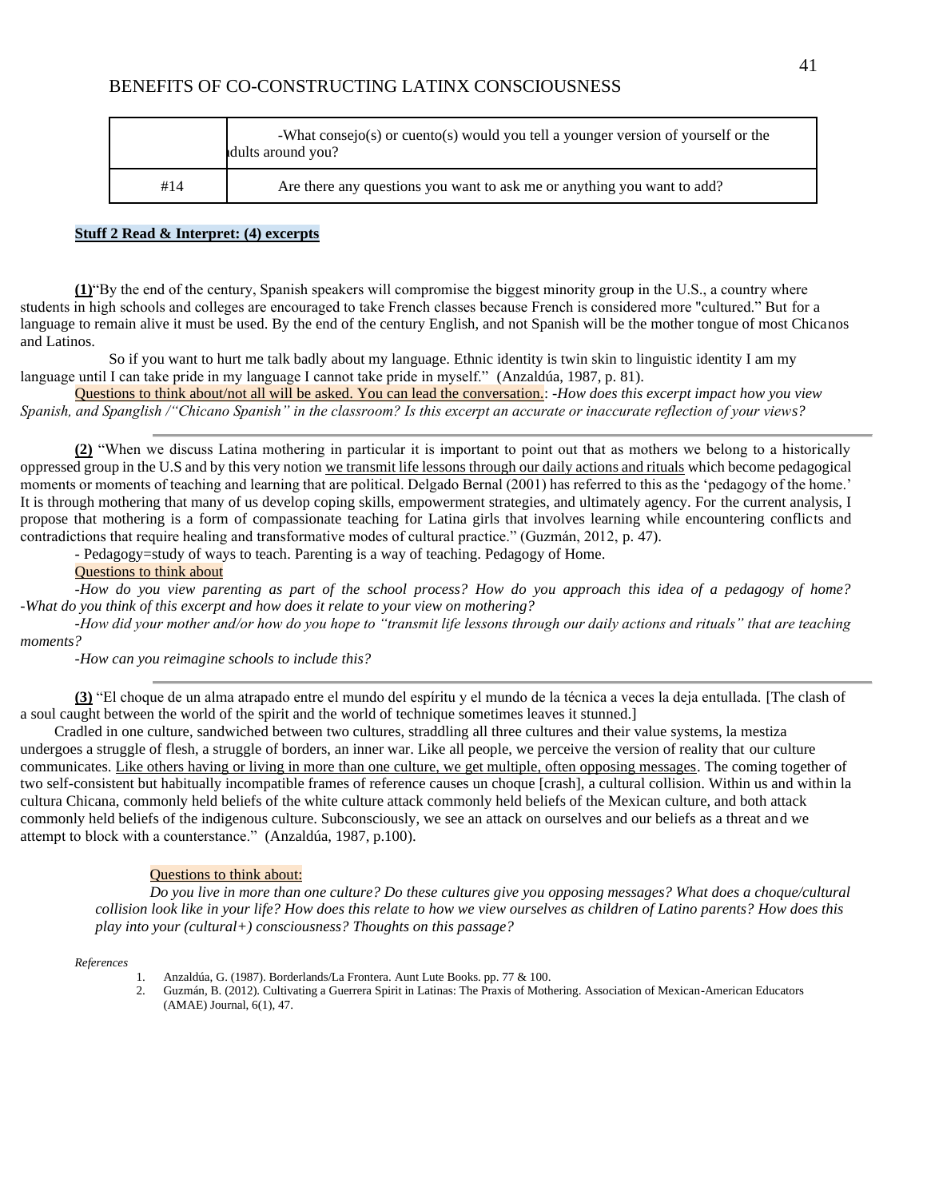| | |
|---|---|
| | -What consejo(s) or cuento(s) would you tell a younger version of yourself or the adults around you? |
| #14 | Are there any questions you want to ask me or anything you want to add? |

**Stuff 2 Read & Interpret: (4) excerpts**

**(1)**"By the end of the century, Spanish speakers will compromise the biggest minority group in the U.S., a country where students in high schools and colleges are encouraged to take French classes because French is considered more "cultured." But for a language to remain alive it must be used. By the end of the century English, and not Spanish will be the mother tongue of most Chicanos and Latinos.

So if you want to hurt me talk badly about my language. Ethnic identity is twin skin to linguistic identity I am my language until I can take pride in my language I cannot take pride in myself." (Anzaldúa, 1987, p. 81).

Questions to think about/not all will be asked. You can lead the conversation.: *-How does this excerpt impact how you view Spanish, and Spanglish /"Chicano Spanish" in the classroom? Is this excerpt an accurate or inaccurate reflection of your views?*

---

**(2)** "When we discuss Latina mothering in particular it is important to point out that as mothers we belong to a historically oppressed group in the U.S and by this very notion we transmit life lessons through our daily actions and rituals which become pedagogical moments or moments of teaching and learning that are political. Delgado Bernal (2001) has referred to this as the 'pedagogy of the home.' It is through mothering that many of us develop coping skills, empowerment strategies, and ultimately agency. For the current analysis, I propose that mothering is a form of compassionate teaching for Latina girls that involves learning while encountering conflicts and contradictions that require healing and transformative modes of cultural practice." (Guzmán, 2012, p. 47).

- Pedagogy=study of ways to teach. Parenting is a way of teaching. Pedagogy of Home.

Questions to think about

*-How do you view parenting as part of the school process? How do you approach this idea of a pedagogy of home? -What do you think of this excerpt and how does it relate to your view on mothering?*

*-How did your mother and/or how do you hope to "transmit life lessons through our daily actions and rituals" that are teaching moments?*

*-How can you reimagine schools to include this?*

---

**(3)** "El choque de un alma atrapado entre el mundo del espíritu y el mundo de la técnica a veces la deja entullada. [The clash of a soul caught between the world of the spirit and the world of technique sometimes leaves it stunned.]

Cradled in one culture, sandwiched between two cultures, straddling all three cultures and their value systems, la mestiza undergoes a struggle of flesh, a struggle of borders, an inner war. Like all people, we perceive the version of reality that our culture communicates. Like others having or living in more than one culture, we get multiple, often opposing messages. The coming together of two self-consistent but habitually incompatible frames of reference causes un choque [crash], a cultural collision. Within us and within la cultura Chicana, commonly held beliefs of the white culture attack commonly held beliefs of the Mexican culture, and both attack commonly held beliefs of the indigenous culture. Subconsciously, we see an attack on ourselves and our beliefs as a threat and we attempt to block with a counterstance." (Anzaldúa, 1987, p.100).

Questions to think about:

*Do you live in more than one culture? Do these cultures give you opposing messages? What does a choque/cultural collision look like in your life? How does this relate to how we view ourselves as children of Latino parents? How does this play into your (cultural+) consciousness? Thoughts on this passage?*

*References*

1. Anzaldúa, G. (1987). Borderlands/La Frontera. Aunt Lute Books. pp. 77 & 100.
2. Guzmán, B. (2012). Cultivating a Guerrera Spirit in Latinas: The Praxis of Mothering. Association of Mexican-American Educators (AMAE) Journal, 6(1), 47.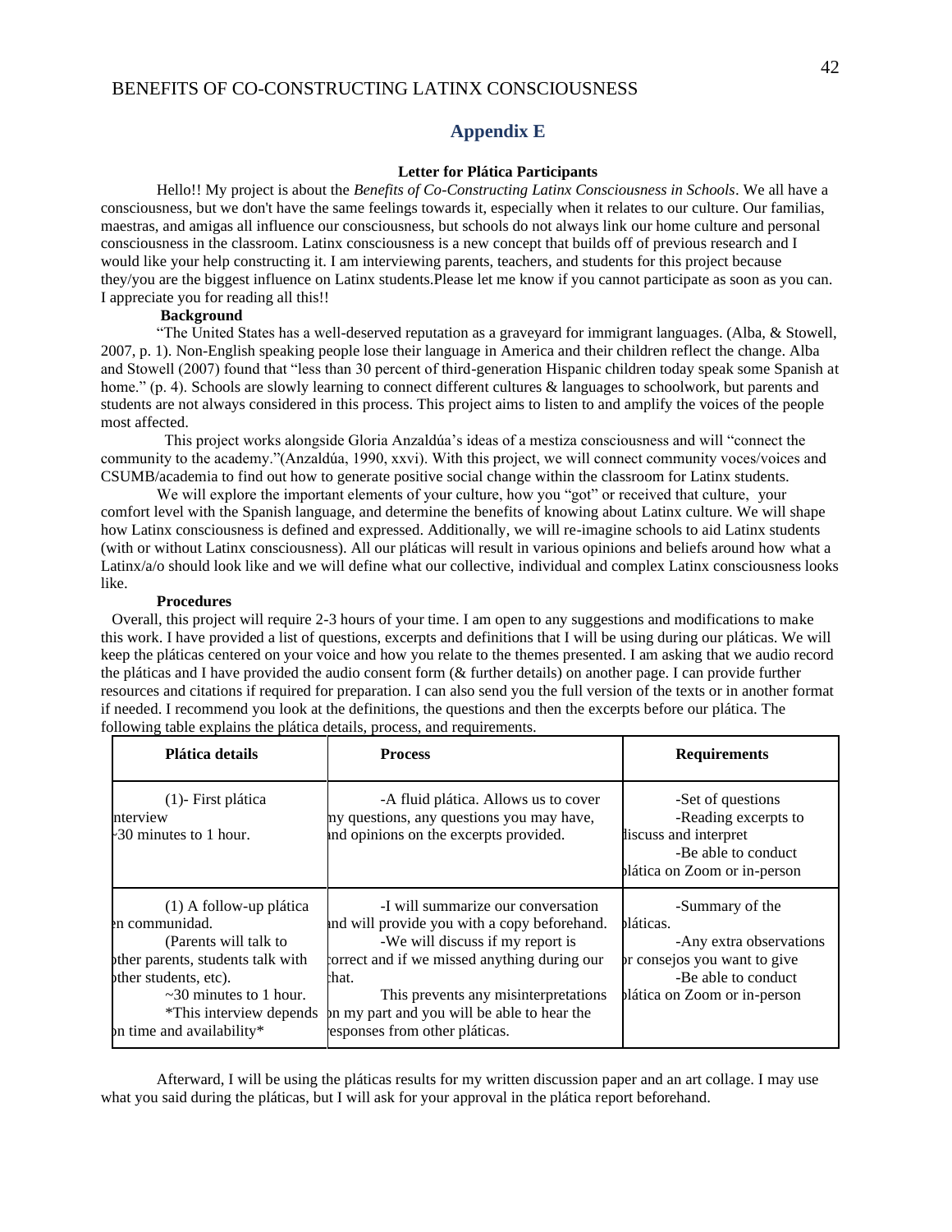## Appendix E

**Letter for Plática Participants**

Hello!! My project is about the *Benefits of Co-Constructing Latinx Consciousness in Schools*. We all have a consciousness, but we don't have the same feelings towards it, especially when it relates to our culture. Our familias, maestras, and amigas all influence our consciousness, but schools do not always link our home culture and personal consciousness in the classroom. Latinx consciousness is a new concept that builds off of previous research and I would like your help constructing it. I am interviewing parents, teachers, and students for this project because they/you are the biggest influence on Latinx students.Please let me know if you cannot participate as soon as you can. I appreciate you for reading all this!!

**Background**

"The United States has a well-deserved reputation as a graveyard for immigrant languages. (Alba, & Stowell, 2007, p. 1). Non-English speaking people lose their language in America and their children reflect the change. Alba and Stowell (2007) found that "less than 30 percent of third-generation Hispanic children today speak some Spanish at home." (p. 4). Schools are slowly learning to connect different cultures & languages to schoolwork, but parents and students are not always considered in this process. This project aims to listen to and amplify the voices of the people most affected.

This project works alongside Gloria Anzaldúa's ideas of a mestiza consciousness and will "connect the community to the academy."(Anzaldúa, 1990, xxvi). With this project, we will connect community voces/voices and CSUMB/academia to find out how to generate positive social change within the classroom for Latinx students.

We will explore the important elements of your culture, how you "got" or received that culture, your comfort level with the Spanish language, and determine the benefits of knowing about Latinx culture. We will shape how Latinx consciousness is defined and expressed. Additionally, we will re-imagine schools to aid Latinx students (with or without Latinx consciousness). All our pláticas will result in various opinions and beliefs around how what a Latinx/a/o should look like and we will define what our collective, individual and complex Latinx consciousness looks like.

**Procedures**

Overall, this project will require 2-3 hours of your time. I am open to any suggestions and modifications to make this work. I have provided a list of questions, excerpts and definitions that I will be using during our pláticas. We will keep the pláticas centered on your voice and how you relate to the themes presented. I am asking that we audio record the pláticas and I have provided the audio consent form (& further details) on another page. I can provide further resources and citations if required for preparation. I can also send you the full version of the texts or in another format if needed. I recommend you look at the definitions, the questions and then the excerpts before our plática. The following table explains the plática details, process, and requirements.

| Plática details | Process | Requirements |
|---|---|---|
| (1)- First plática interview<br>~30 minutes to 1 hour. | -A fluid plática. Allows us to cover any questions, any questions you may have, and opinions on the excerpts provided. | -Set of questions<br>-Reading excerpts to discuss and interpret<br>-Be able to conduct plática on Zoom or in-person |
| (1) A follow-up plática en communidad.<br>(Parents will talk to other parents, students talk with other students, etc).<br>~30 minutes to 1 hour.<br>*This interview depends on time and availability* | -I will summarize our conversation and will provide you with a copy beforehand.<br>-We will discuss if my report is correct and if we missed anything during our chat.<br>This prevents any misinterpretations on my part and you will be able to hear the responses from other pláticas. | -Summary of the pláticas.<br>-Any extra observations or consejos you want to give<br>-Be able to conduct plática on Zoom or in-person |

Afterward, I will be using the pláticas results for my written discussion paper and an art collage. I may use what you said during the pláticas, but I will ask for your approval in the plática report beforehand.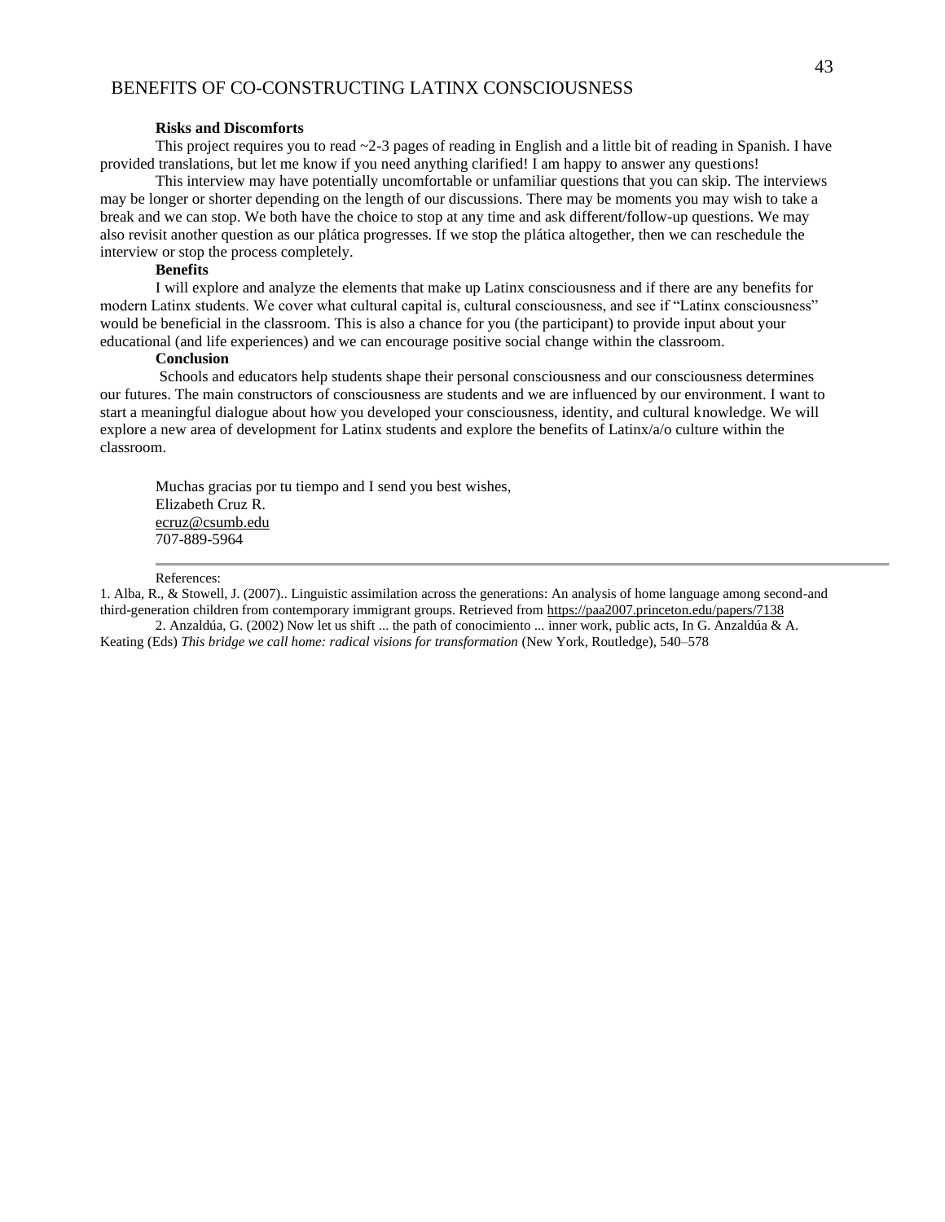**Risks and Discomforts**

This project requires you to read ~2-3 pages of reading in English and a little bit of reading in Spanish. I have provided translations, but let me know if you need anything clarified! I am happy to answer any questions!

This interview may have potentially uncomfortable or unfamiliar questions that you can skip. The interviews may be longer or shorter depending on the length of our discussions. There may be moments you may wish to take a break and we can stop. We both have the choice to stop at any time and ask different/follow-up questions. We may also revisit another question as our plática progresses. If we stop the plática altogether, then we can reschedule the interview or stop the process completely.

**Benefits**

I will explore and analyze the elements that make up Latinx consciousness and if there are any benefits for modern Latinx students. We cover what cultural capital is, cultural consciousness, and see if "Latinx consciousness" would be beneficial in the classroom. This is also a chance for you (the participant) to provide input about your educational (and life experiences) and we can encourage positive social change within the classroom.

**Conclusion**

Schools and educators help students shape their personal consciousness and our consciousness determines our futures. The main constructors of consciousness are students and we are influenced by our environment. I want to start a meaningful dialogue about how you developed your consciousness, identity, and cultural knowledge. We will explore a new area of development for Latinx students and explore the benefits of Latinx/a/o culture within the classroom.

Muchas gracias por tu tiempo and I send you best wishes,
Elizabeth Cruz R.
ecruz@csumb.edu
707-889-5964

---

References:

1. Alba, R., & Stowell, J. (2007).. Linguistic assimilation across the generations: An analysis of home language among second-and third-generation children from contemporary immigrant groups. Retrieved from https://paa2007.princeton.edu/papers/7138

2. Anzaldúa, G. (2002) Now let us shift ... the path of conocimiento ... inner work, public acts, In G. Anzaldúa & A. Keating (Eds) *This bridge we call home: radical visions for transformation* (New York, Routledge), 540–578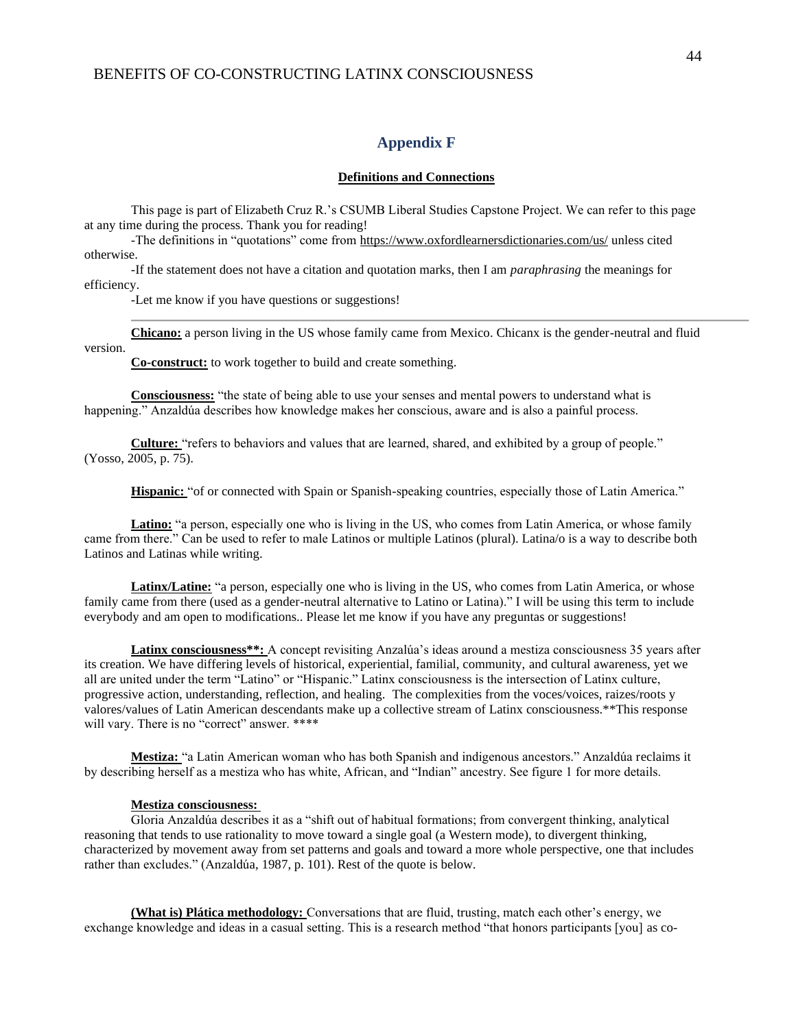## Appendix F

**Definitions and Connections**

This page is part of Elizabeth Cruz R.'s CSUMB Liberal Studies Capstone Project. We can refer to this page at any time during the process. Thank you for reading!

-The definitions in "quotations" come from https://www.oxfordlearnersdictionaries.com/us/ unless cited otherwise.

-If the statement does not have a citation and quotation marks, then I am *paraphrasing* the meanings for efficiency.

-Let me know if you have questions or suggestions!

---

**Chicano:** a person living in the US whose family came from Mexico. Chicanx is the gender-neutral and fluid version.

**Co-construct:** to work together to build and create something.

**Consciousness:** "the state of being able to use your senses and mental powers to understand what is happening." Anzaldúa describes how knowledge makes her conscious, aware and is also a painful process.

**Culture:** "refers to behaviors and values that are learned, shared, and exhibited by a group of people." (Yosso, 2005, p. 75).

**Hispanic:** "of or connected with Spain or Spanish-speaking countries, especially those of Latin America."

**Latino:** "a person, especially one who is living in the US, who comes from Latin America, or whose family came from there." Can be used to refer to male Latinos or multiple Latinos (plural). Latina/o is a way to describe both Latinos and Latinas while writing.

**Latinx/Latine:** "a person, especially one who is living in the US, who comes from Latin America, or whose family came from there (used as a gender-neutral alternative to Latino or Latina)." I will be using this term to include everybody and am open to modifications.. Please let me know if you have any preguntas or suggestions!

**Latinx consciousness**:** A concept revisiting Anzalúa's ideas around a mestiza consciousness 35 years after its creation. We have differing levels of historical, experiential, familial, community, and cultural awareness, yet we all are united under the term "Latino" or "Hispanic." Latinx consciousness is the intersection of Latinx culture, progressive action, understanding, reflection, and healing. The complexities from the voces/voices, raizes/roots y valores/values of Latin American descendants make up a collective stream of Latinx consciousness.**This response will vary. There is no "correct" answer. ****

**Mestiza:** "a Latin American woman who has both Spanish and indigenous ancestors." Anzaldúa reclaims it by describing herself as a mestiza who has white, African, and "Indian" ancestry. See figure 1 for more details.

**Mestiza consciousness:**

Gloria Anzaldúa describes it as a "shift out of habitual formations; from convergent thinking, analytical reasoning that tends to use rationality to move toward a single goal (a Western mode), to divergent thinking, characterized by movement away from set patterns and goals and toward a more whole perspective, one that includes rather than excludes." (Anzaldúa, 1987, p. 101). Rest of the quote is below.

**(What is) Plática methodology:** Conversations that are fluid, trusting, match each other's energy, we exchange knowledge and ideas in a casual setting. This is a research method "that honors participants [you] as co-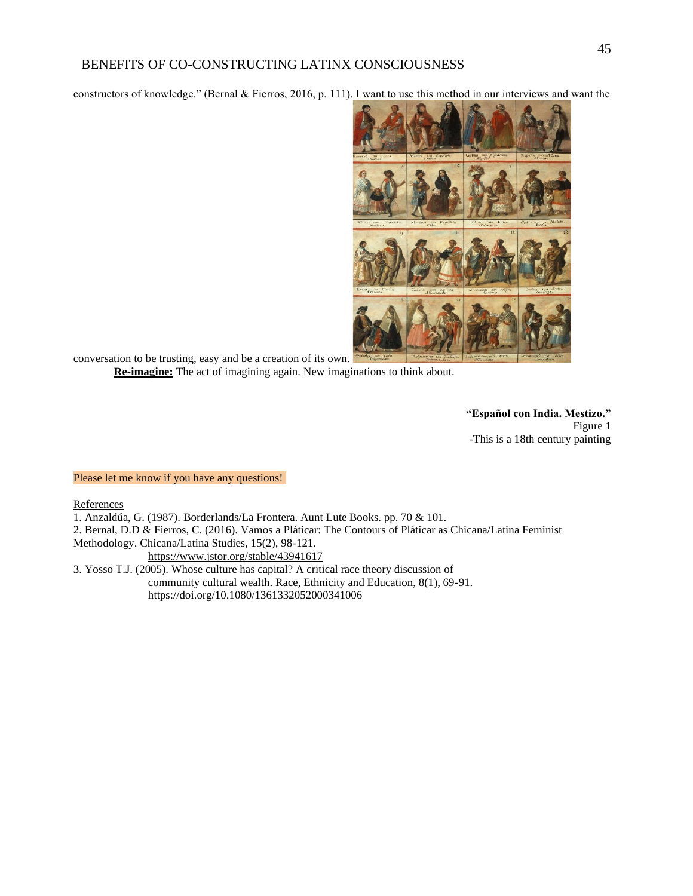constructors of knowledge." (Bernal & Fierros, 2016, p. 111). I want to use this method in our interviews and want the conversation to be trusting, easy and be a creation of its own.

**Re-imagine:** The act of imagining again. New imaginations to think about.

**"Español con India. Mestizo."**
Figure 1
-This is a 18th century painting

Please let me know if you have any questions!

References

1. Anzaldúa, G. (1987). Borderlands/La Frontera. Aunt Lute Books. pp. 70 & 101.
2. Bernal, D.D & Fierros, C. (2016). Vamos a Pláticar: The Contours of Pláticar as Chicana/Latina Feminist Methodology. Chicana/Latina Studies, 15(2), 98-121. https://www.jstor.org/stable/43941617
3. Yosso T.J. (2005). Whose culture has capital? A critical race theory discussion of community cultural wealth. Race, Ethnicity and Education, 8(1), 69-91. https://doi.org/10.1080/1361332052000341006